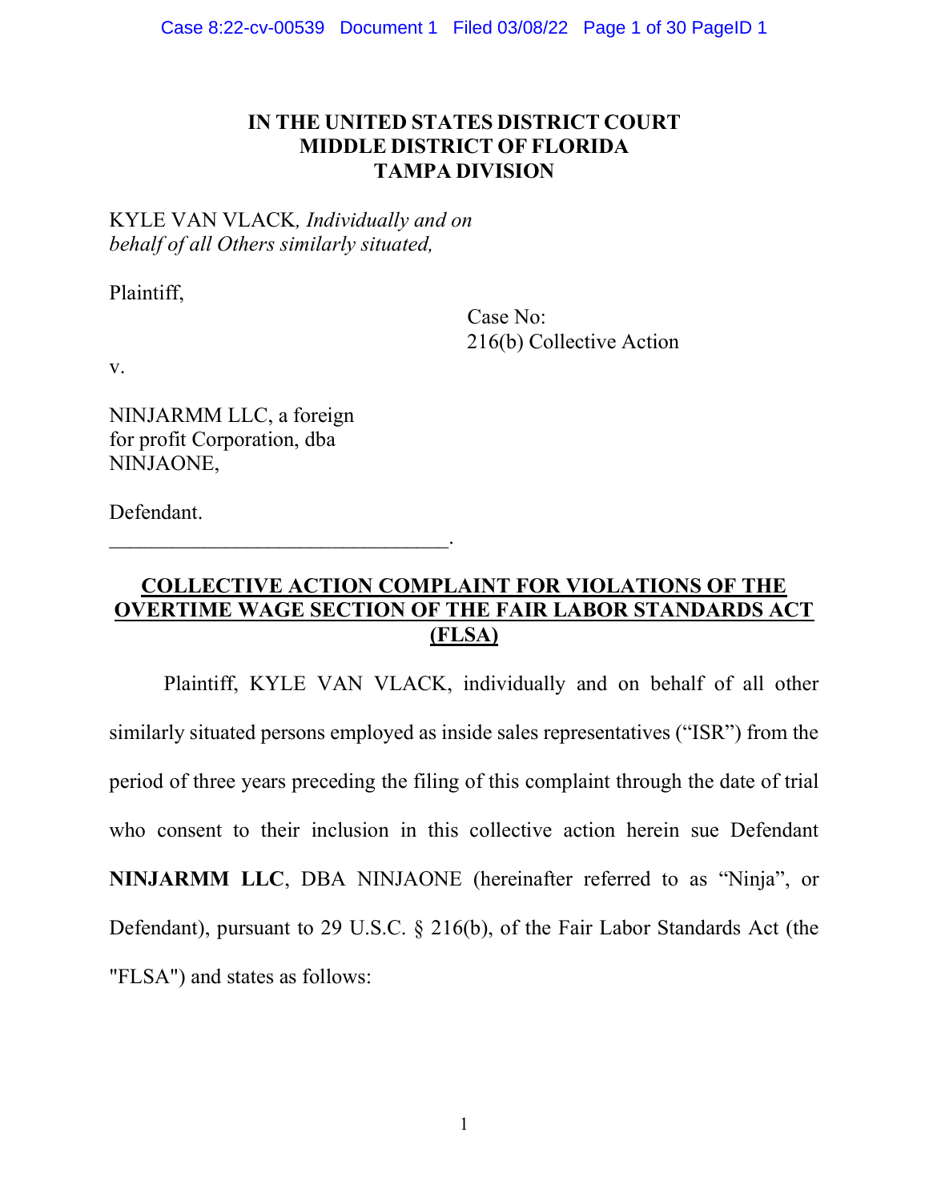**IN THE UNITED STATES DISTRICT COURT**
**MIDDLE DISTRICT OF FLORIDA**
**TAMPA DIVISION**

KYLE VAN VLACK*, Individually and on behalf of all Others similarly situated,*

Plaintiff,

Case No:
216(b) Collective Action

v.

NINJARMM LLC, a foreign for profit Corporation, dba NINJAONE,

Defendant.

_______________________________.

## COLLECTIVE ACTION COMPLAINT FOR VIOLATIONS OF THE OVERTIME WAGE SECTION OF THE FAIR LABOR STANDARDS ACT (FLSA)

Plaintiff, KYLE VAN VLACK, individually and on behalf of all other similarly situated persons employed as inside sales representatives ("ISR") from the period of three years preceding the filing of this complaint through the date of trial who consent to their inclusion in this collective action herein sue Defendant **NINJARMM LLC**, DBA NINJAONE (hereinafter referred to as "Ninja", or Defendant), pursuant to 29 U.S.C. § 216(b), of the Fair Labor Standards Act (the "FLSA") and states as follows: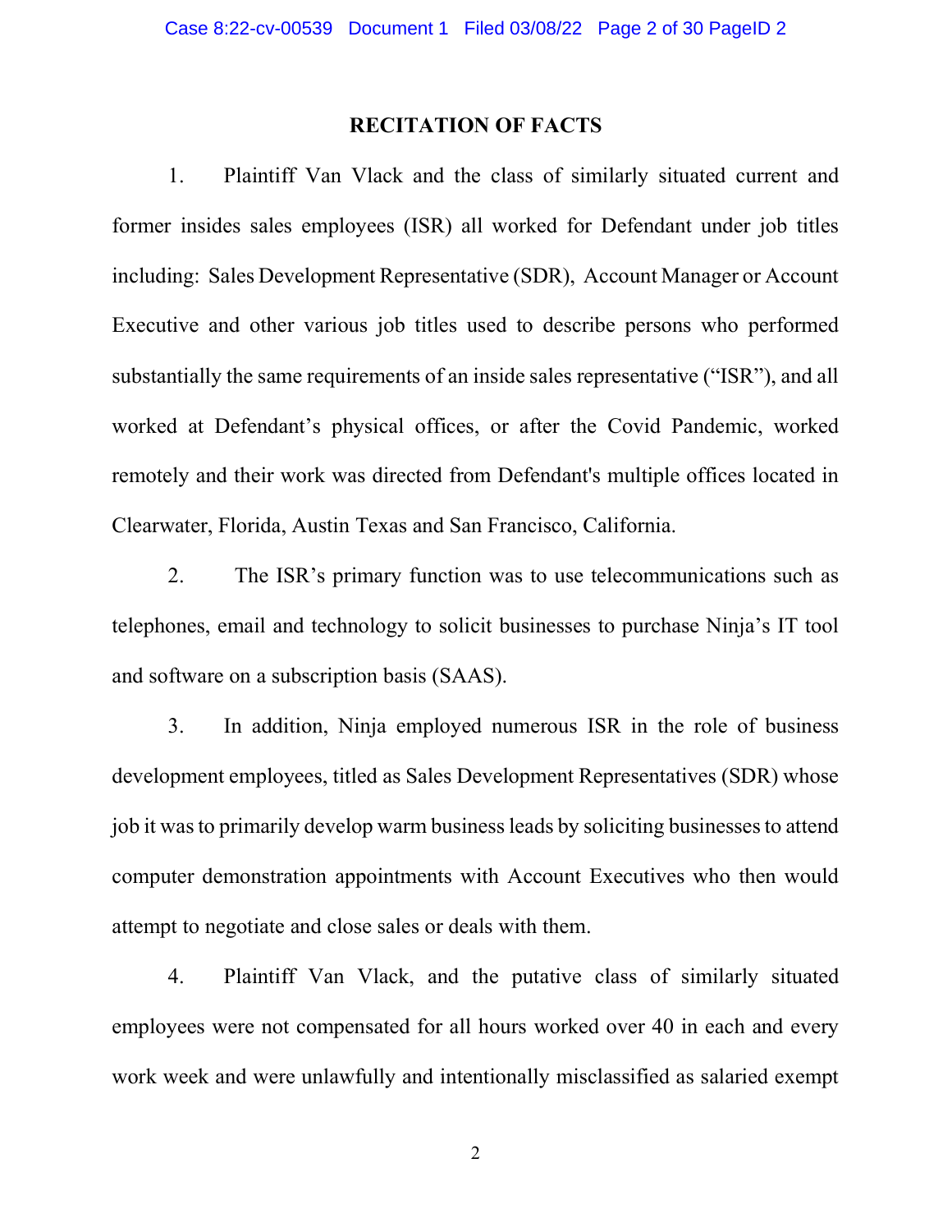## RECITATION OF FACTS

1. Plaintiff Van Vlack and the class of similarly situated current and former insides sales employees (ISR) all worked for Defendant under job titles including: Sales Development Representative (SDR), Account Manager or Account Executive and other various job titles used to describe persons who performed substantially the same requirements of an inside sales representative ("ISR"), and all worked at Defendant's physical offices, or after the Covid Pandemic, worked remotely and their work was directed from Defendant's multiple offices located in Clearwater, Florida, Austin Texas and San Francisco, California.

2. The ISR's primary function was to use telecommunications such as telephones, email and technology to solicit businesses to purchase Ninja's IT tool and software on a subscription basis (SAAS).

3. In addition, Ninja employed numerous ISR in the role of business development employees, titled as Sales Development Representatives (SDR) whose job it was to primarily develop warm business leads by soliciting businesses to attend computer demonstration appointments with Account Executives who then would attempt to negotiate and close sales or deals with them.

4. Plaintiff Van Vlack, and the putative class of similarly situated employees were not compensated for all hours worked over 40 in each and every work week and were unlawfully and intentionally misclassified as salaried exempt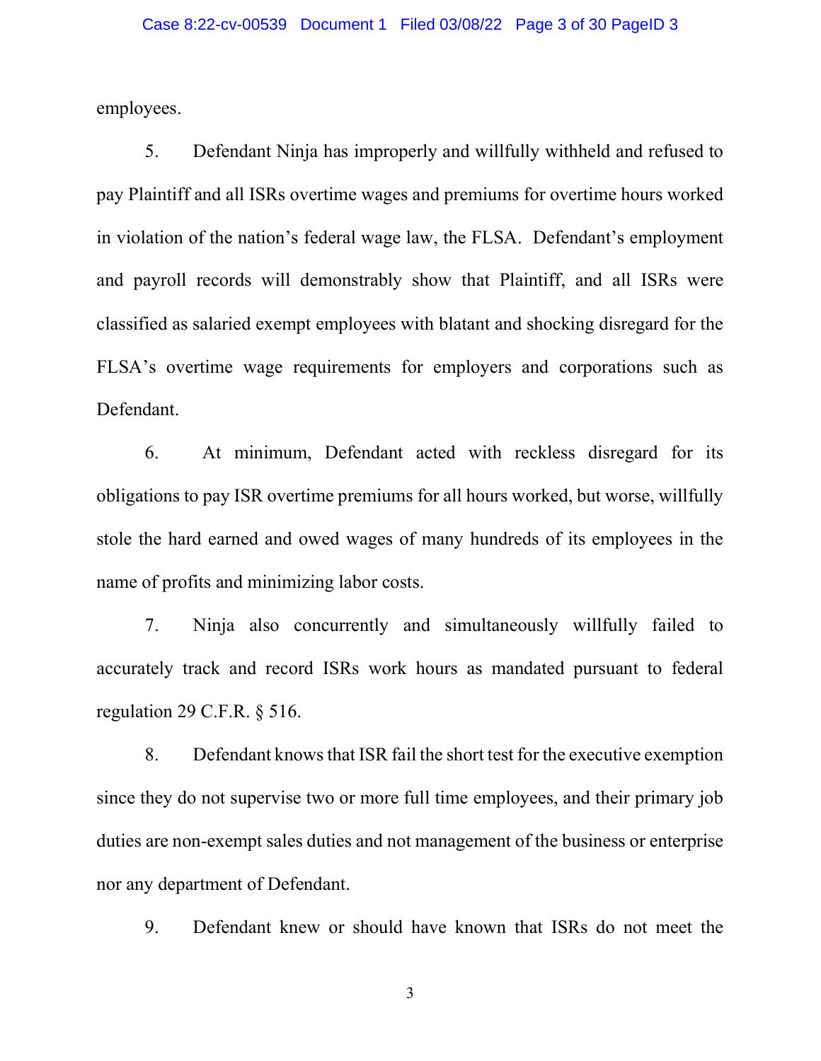employees.

5. Defendant Ninja has improperly and willfully withheld and refused to pay Plaintiff and all ISRs overtime wages and premiums for overtime hours worked in violation of the nation's federal wage law, the FLSA. Defendant's employment and payroll records will demonstrably show that Plaintiff, and all ISRs were classified as salaried exempt employees with blatant and shocking disregard for the FLSA's overtime wage requirements for employers and corporations such as Defendant.

6. At minimum, Defendant acted with reckless disregard for its obligations to pay ISR overtime premiums for all hours worked, but worse, willfully stole the hard earned and owed wages of many hundreds of its employees in the name of profits and minimizing labor costs.

7. Ninja also concurrently and simultaneously willfully failed to accurately track and record ISRs work hours as mandated pursuant to federal regulation 29 C.F.R. § 516.

8. Defendant knows that ISR fail the short test for the executive exemption since they do not supervise two or more full time employees, and their primary job duties are non-exempt sales duties and not management of the business or enterprise nor any department of Defendant.

9. Defendant knew or should have known that ISRs do not meet the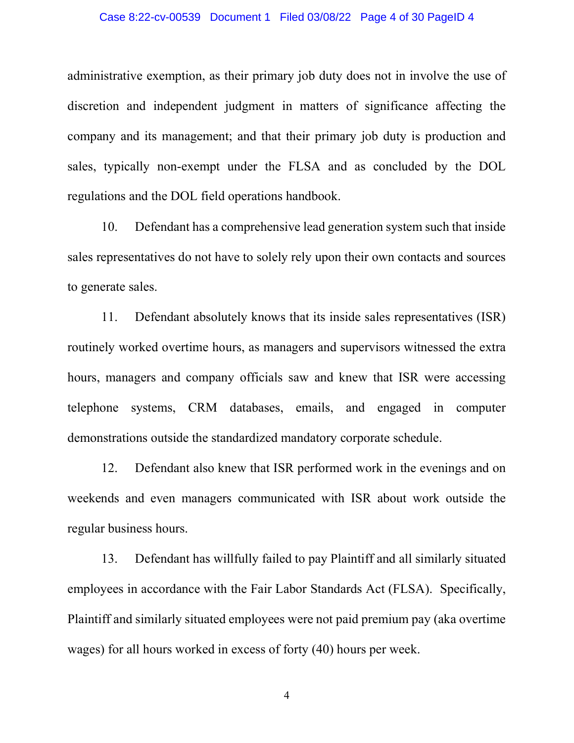administrative exemption, as their primary job duty does not in involve the use of discretion and independent judgment in matters of significance affecting the company and its management; and that their primary job duty is production and sales, typically non-exempt under the FLSA and as concluded by the DOL regulations and the DOL field operations handbook.

10. Defendant has a comprehensive lead generation system such that inside sales representatives do not have to solely rely upon their own contacts and sources to generate sales.

11. Defendant absolutely knows that its inside sales representatives (ISR) routinely worked overtime hours, as managers and supervisors witnessed the extra hours, managers and company officials saw and knew that ISR were accessing telephone systems, CRM databases, emails, and engaged in computer demonstrations outside the standardized mandatory corporate schedule.

12. Defendant also knew that ISR performed work in the evenings and on weekends and even managers communicated with ISR about work outside the regular business hours.

13. Defendant has willfully failed to pay Plaintiff and all similarly situated employees in accordance with the Fair Labor Standards Act (FLSA). Specifically, Plaintiff and similarly situated employees were not paid premium pay (aka overtime wages) for all hours worked in excess of forty (40) hours per week.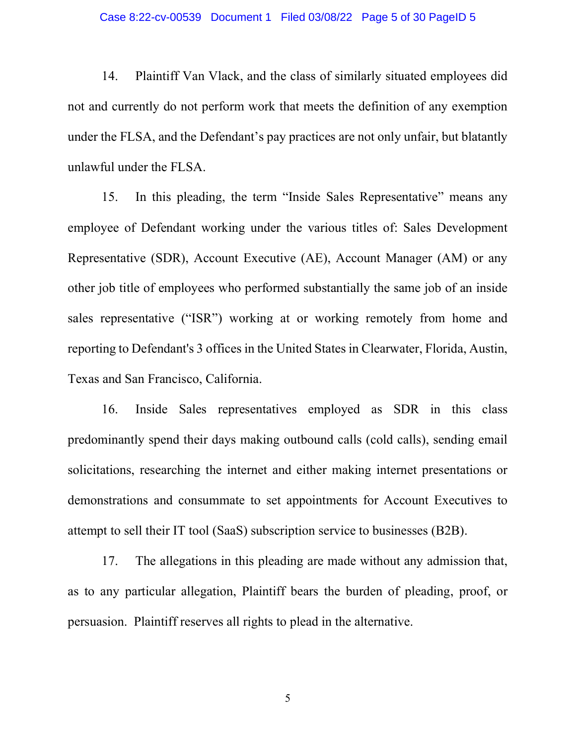14. Plaintiff Van Vlack, and the class of similarly situated employees did not and currently do not perform work that meets the definition of any exemption under the FLSA, and the Defendant's pay practices are not only unfair, but blatantly unlawful under the FLSA.

15. In this pleading, the term "Inside Sales Representative" means any employee of Defendant working under the various titles of: Sales Development Representative (SDR), Account Executive (AE), Account Manager (AM) or any other job title of employees who performed substantially the same job of an inside sales representative ("ISR") working at or working remotely from home and reporting to Defendant's 3 offices in the United States in Clearwater, Florida, Austin, Texas and San Francisco, California.

16. Inside Sales representatives employed as SDR in this class predominantly spend their days making outbound calls (cold calls), sending email solicitations, researching the internet and either making internet presentations or demonstrations and consummate to set appointments for Account Executives to attempt to sell their IT tool (SaaS) subscription service to businesses (B2B).

17. The allegations in this pleading are made without any admission that, as to any particular allegation, Plaintiff bears the burden of pleading, proof, or persuasion. Plaintiff reserves all rights to plead in the alternative.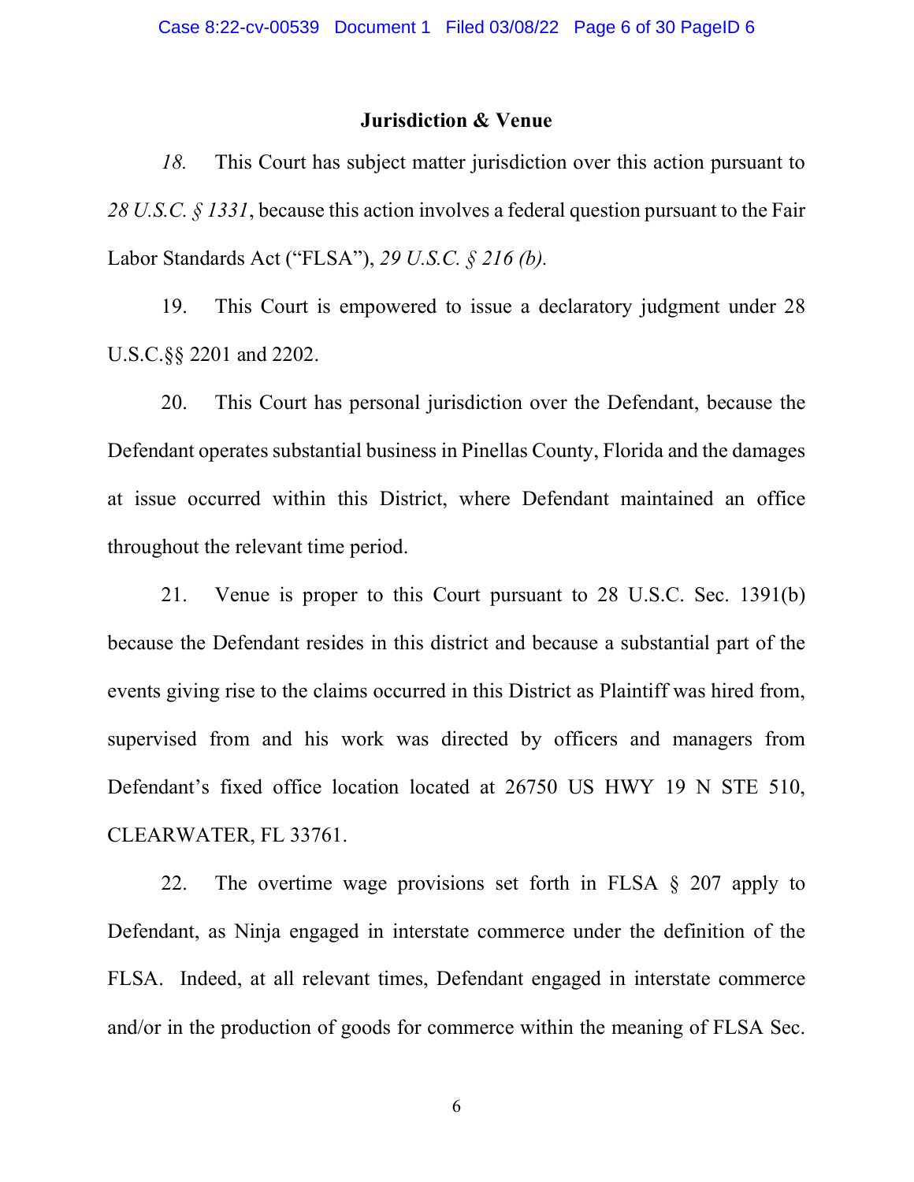## Jurisdiction & Venue

*18.* This Court has subject matter jurisdiction over this action pursuant to *28 U.S.C. § 1331*, because this action involves a federal question pursuant to the Fair Labor Standards Act ("FLSA"), *29 U.S.C. § 216 (b).*

19. This Court is empowered to issue a declaratory judgment under 28 U.S.C.§§ 2201 and 2202.

20. This Court has personal jurisdiction over the Defendant, because the Defendant operates substantial business in Pinellas County, Florida and the damages at issue occurred within this District, where Defendant maintained an office throughout the relevant time period.

21. Venue is proper to this Court pursuant to 28 U.S.C. Sec. 1391(b) because the Defendant resides in this district and because a substantial part of the events giving rise to the claims occurred in this District as Plaintiff was hired from, supervised from and his work was directed by officers and managers from Defendant's fixed office location located at 26750 US HWY 19 N STE 510, CLEARWATER, FL 33761.

22. The overtime wage provisions set forth in FLSA § 207 apply to Defendant, as Ninja engaged in interstate commerce under the definition of the FLSA. Indeed, at all relevant times, Defendant engaged in interstate commerce and/or in the production of goods for commerce within the meaning of FLSA Sec.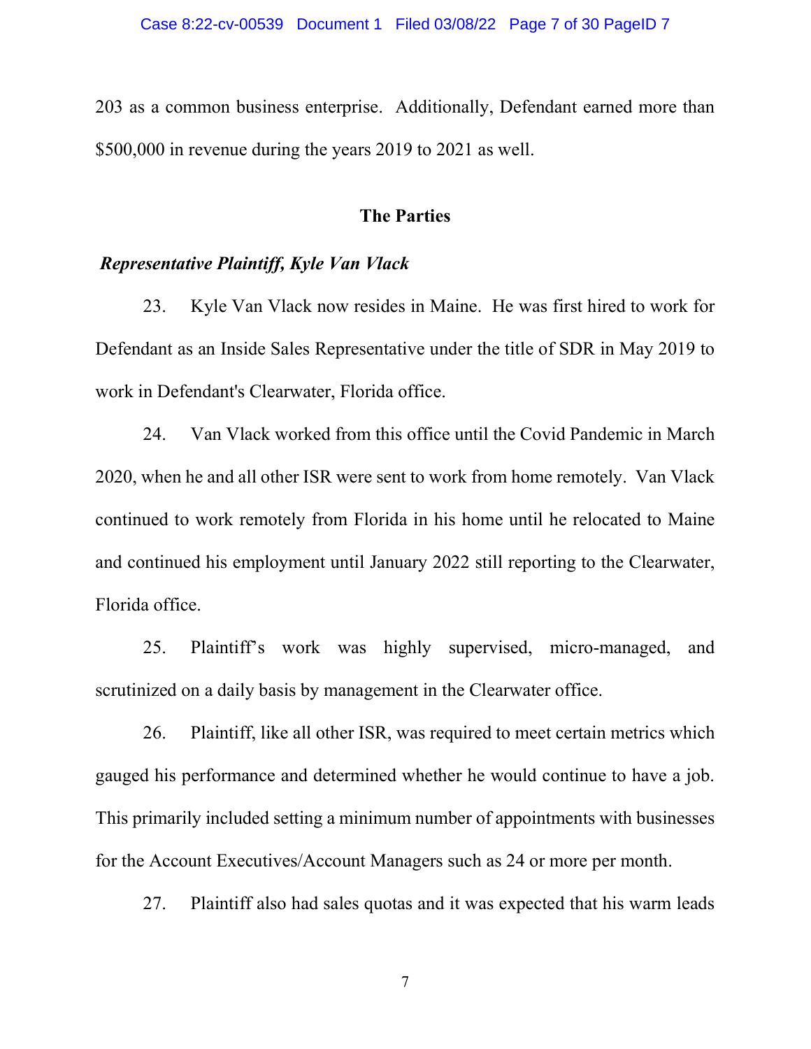203 as a common business enterprise. Additionally, Defendant earned more than $500,000 in revenue during the years 2019 to 2021 as well.

## The Parties

***Representative Plaintiff, Kyle Van Vlack***

23. Kyle Van Vlack now resides in Maine. He was first hired to work for Defendant as an Inside Sales Representative under the title of SDR in May 2019 to work in Defendant's Clearwater, Florida office.

24. Van Vlack worked from this office until the Covid Pandemic in March 2020, when he and all other ISR were sent to work from home remotely. Van Vlack continued to work remotely from Florida in his home until he relocated to Maine and continued his employment until January 2022 still reporting to the Clearwater, Florida office.

25. Plaintiff's work was highly supervised, micro-managed, and scrutinized on a daily basis by management in the Clearwater office.

26. Plaintiff, like all other ISR, was required to meet certain metrics which gauged his performance and determined whether he would continue to have a job. This primarily included setting a minimum number of appointments with businesses for the Account Executives/Account Managers such as 24 or more per month.

27. Plaintiff also had sales quotas and it was expected that his warm leads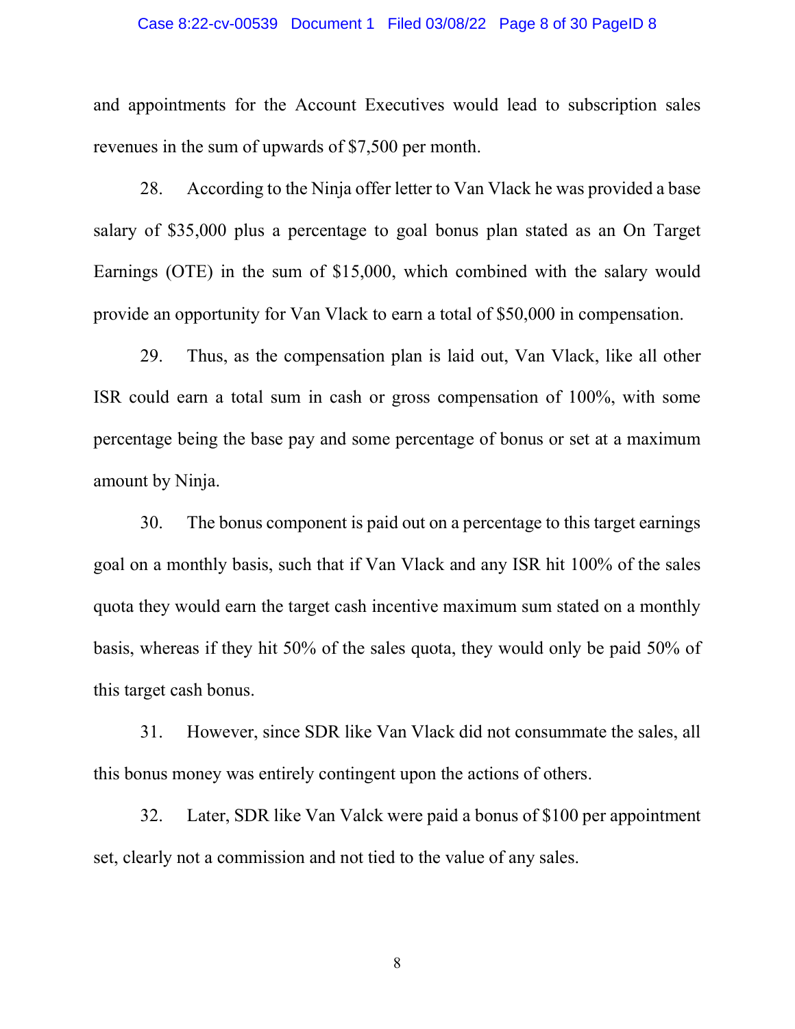and appointments for the Account Executives would lead to subscription sales revenues in the sum of upwards of $7,500 per month.

28. According to the Ninja offer letter to Van Vlack he was provided a base salary of $35,000 plus a percentage to goal bonus plan stated as an On Target Earnings (OTE) in the sum of $15,000, which combined with the salary would provide an opportunity for Van Vlack to earn a total of $50,000 in compensation.

29. Thus, as the compensation plan is laid out, Van Vlack, like all other ISR could earn a total sum in cash or gross compensation of 100%, with some percentage being the base pay and some percentage of bonus or set at a maximum amount by Ninja.

30. The bonus component is paid out on a percentage to this target earnings goal on a monthly basis, such that if Van Vlack and any ISR hit 100% of the sales quota they would earn the target cash incentive maximum sum stated on a monthly basis, whereas if they hit 50% of the sales quota, they would only be paid 50% of this target cash bonus.

31. However, since SDR like Van Vlack did not consummate the sales, all this bonus money was entirely contingent upon the actions of others.

32. Later, SDR like Van Valck were paid a bonus of $100 per appointment set, clearly not a commission and not tied to the value of any sales.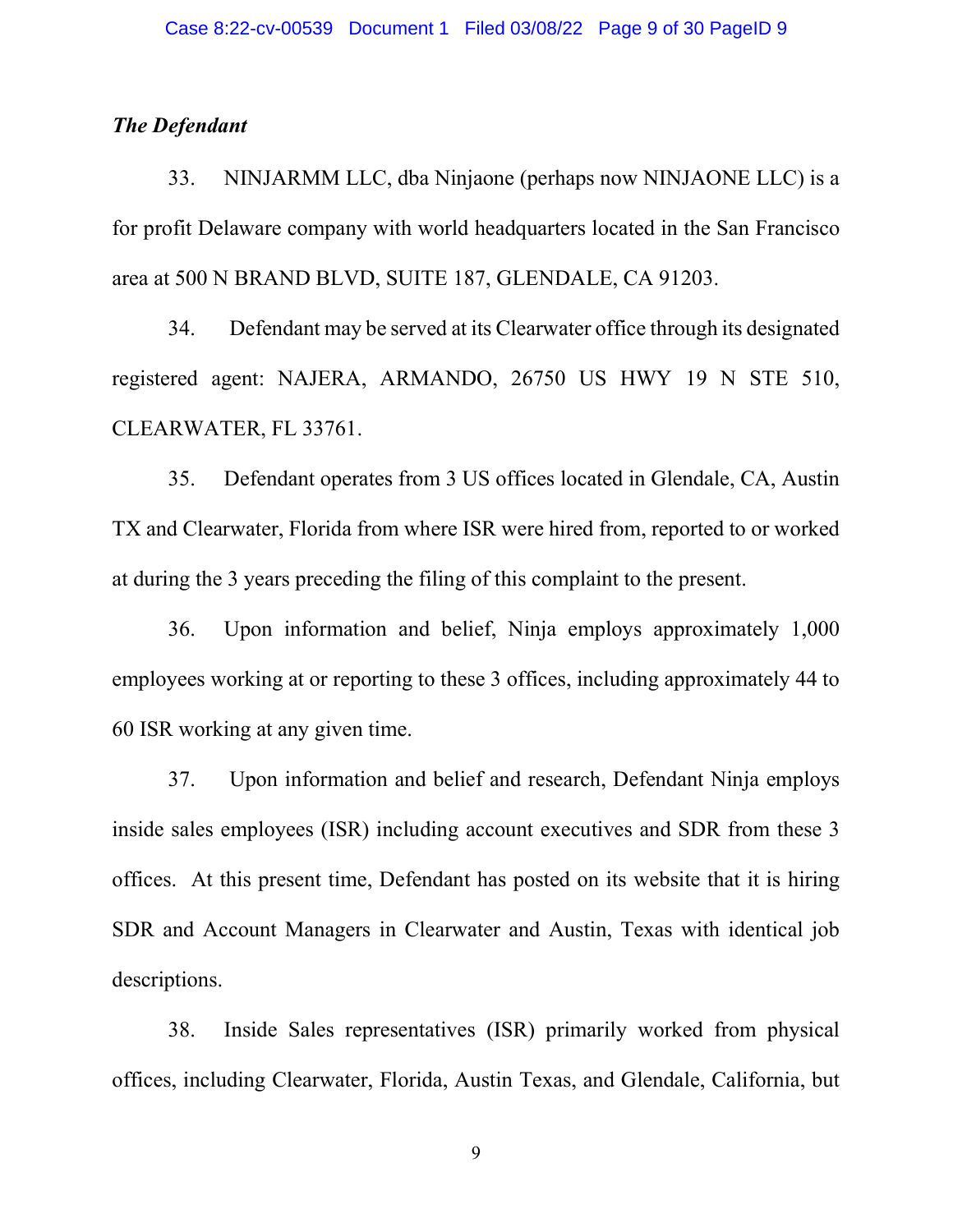***The Defendant***

33. NINJARMM LLC, dba Ninjaone (perhaps now NINJAONE LLC) is a for profit Delaware company with world headquarters located in the San Francisco area at 500 N BRAND BLVD, SUITE 187, GLENDALE, CA 91203.

34. Defendant may be served at its Clearwater office through its designated registered agent: NAJERA, ARMANDO, 26750 US HWY 19 N STE 510, CLEARWATER, FL 33761.

35. Defendant operates from 3 US offices located in Glendale, CA, Austin TX and Clearwater, Florida from where ISR were hired from, reported to or worked at during the 3 years preceding the filing of this complaint to the present.

36. Upon information and belief, Ninja employs approximately 1,000 employees working at or reporting to these 3 offices, including approximately 44 to 60 ISR working at any given time.

37. Upon information and belief and research, Defendant Ninja employs inside sales employees (ISR) including account executives and SDR from these 3 offices. At this present time, Defendant has posted on its website that it is hiring SDR and Account Managers in Clearwater and Austin, Texas with identical job descriptions.

38. Inside Sales representatives (ISR) primarily worked from physical offices, including Clearwater, Florida, Austin Texas, and Glendale, California, but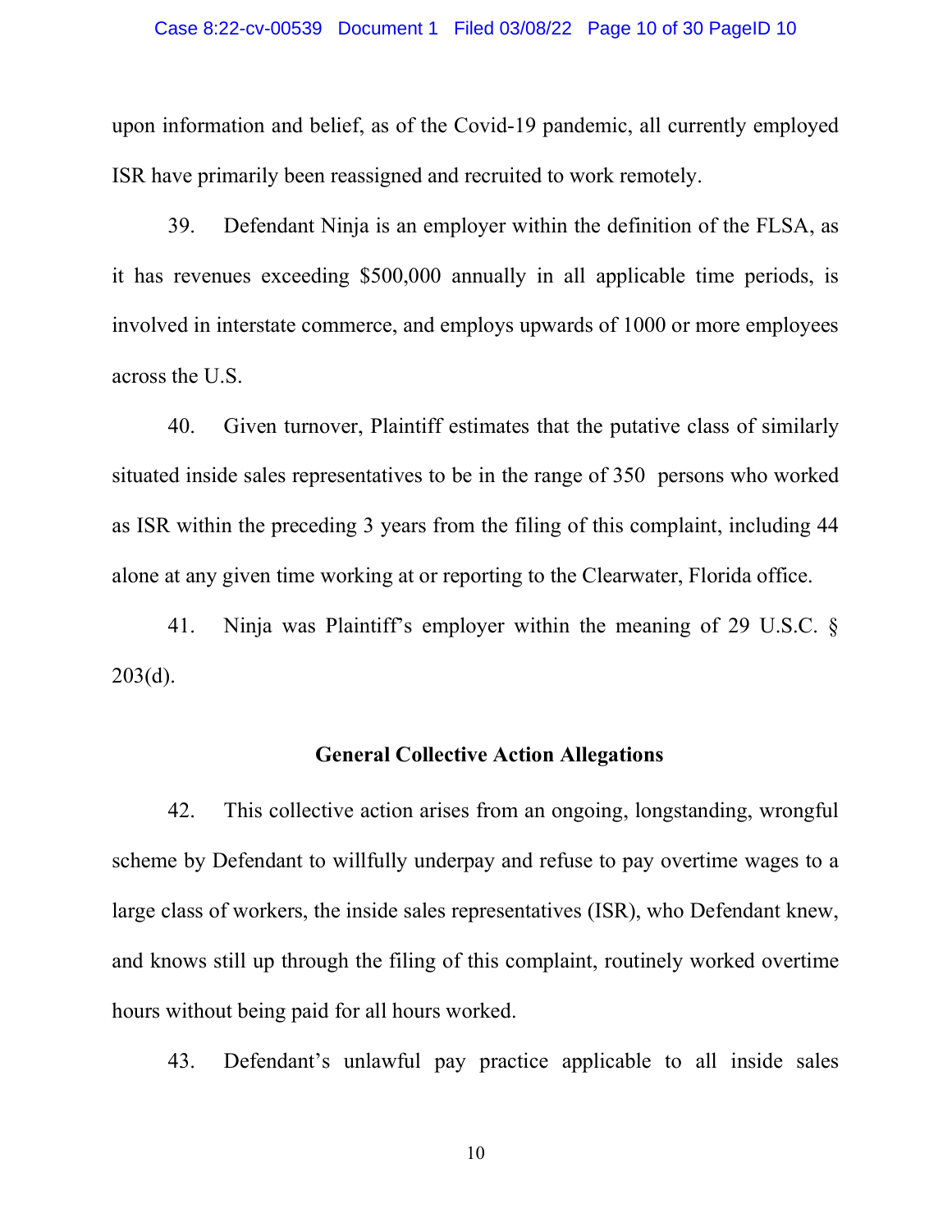upon information and belief, as of the Covid-19 pandemic, all currently employed ISR have primarily been reassigned and recruited to work remotely.

39. Defendant Ninja is an employer within the definition of the FLSA, as it has revenues exceeding $500,000 annually in all applicable time periods, is involved in interstate commerce, and employs upwards of 1000 or more employees across the U.S.

40. Given turnover, Plaintiff estimates that the putative class of similarly situated inside sales representatives to be in the range of 350 persons who worked as ISR within the preceding 3 years from the filing of this complaint, including 44 alone at any given time working at or reporting to the Clearwater, Florida office.

41. Ninja was Plaintiff's employer within the meaning of 29 U.S.C. § 203(d).

**General Collective Action Allegations**

42. This collective action arises from an ongoing, longstanding, wrongful scheme by Defendant to willfully underpay and refuse to pay overtime wages to a large class of workers, the inside sales representatives (ISR), who Defendant knew, and knows still up through the filing of this complaint, routinely worked overtime hours without being paid for all hours worked.

43. Defendant's unlawful pay practice applicable to all inside sales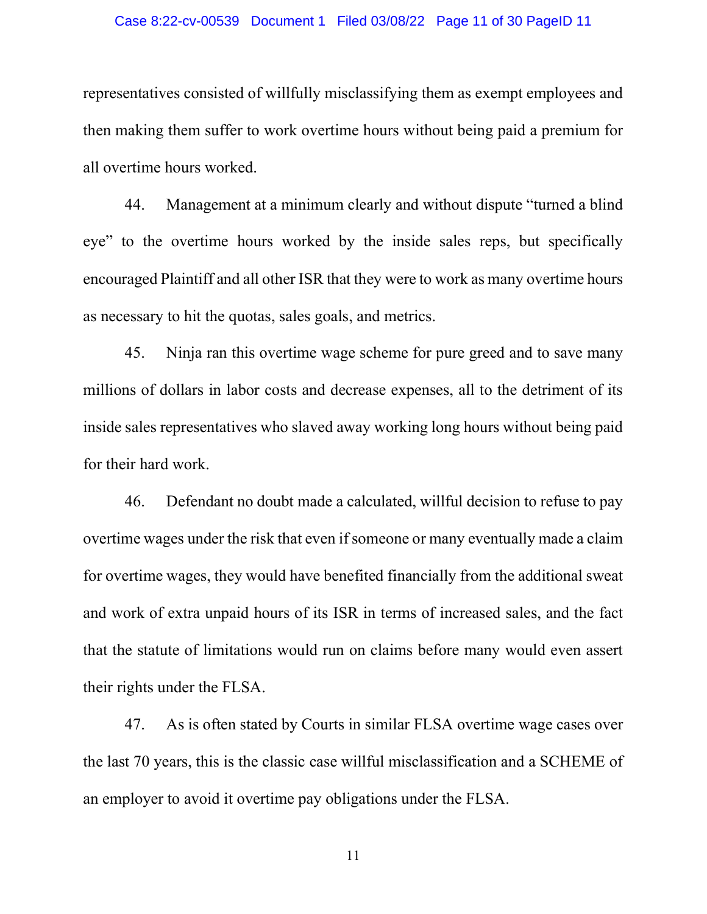representatives consisted of willfully misclassifying them as exempt employees and then making them suffer to work overtime hours without being paid a premium for all overtime hours worked.

44. Management at a minimum clearly and without dispute "turned a blind eye" to the overtime hours worked by the inside sales reps, but specifically encouraged Plaintiff and all other ISR that they were to work as many overtime hours as necessary to hit the quotas, sales goals, and metrics.

45. Ninja ran this overtime wage scheme for pure greed and to save many millions of dollars in labor costs and decrease expenses, all to the detriment of its inside sales representatives who slaved away working long hours without being paid for their hard work.

46. Defendant no doubt made a calculated, willful decision to refuse to pay overtime wages under the risk that even if someone or many eventually made a claim for overtime wages, they would have benefited financially from the additional sweat and work of extra unpaid hours of its ISR in terms of increased sales, and the fact that the statute of limitations would run on claims before many would even assert their rights under the FLSA.

47. As is often stated by Courts in similar FLSA overtime wage cases over the last 70 years, this is the classic case willful misclassification and a SCHEME of an employer to avoid it overtime pay obligations under the FLSA.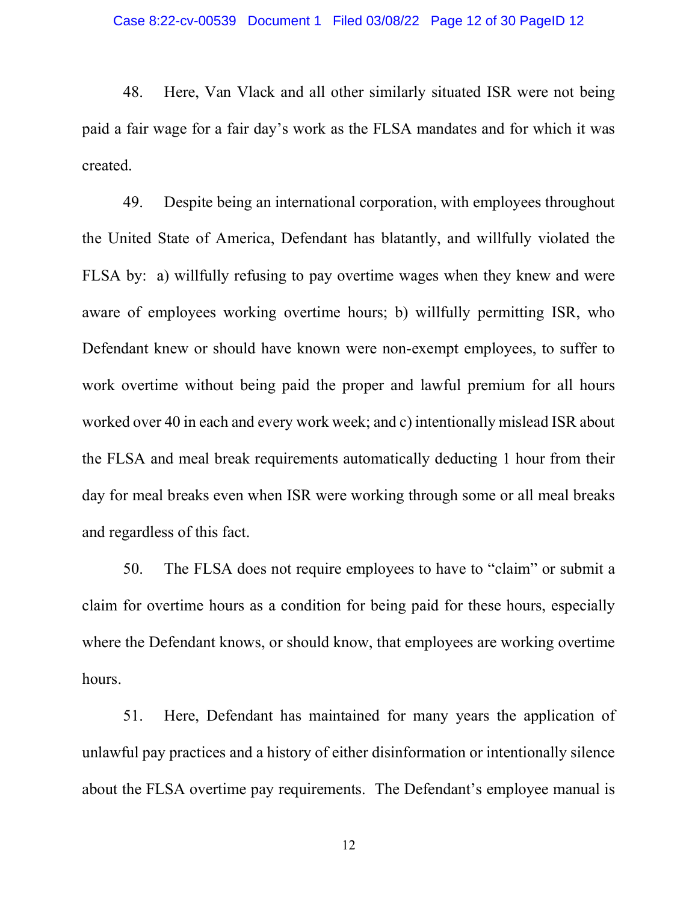48. Here, Van Vlack and all other similarly situated ISR were not being paid a fair wage for a fair day's work as the FLSA mandates and for which it was created.

49. Despite being an international corporation, with employees throughout the United State of America, Defendant has blatantly, and willfully violated the FLSA by: a) willfully refusing to pay overtime wages when they knew and were aware of employees working overtime hours; b) willfully permitting ISR, who Defendant knew or should have known were non-exempt employees, to suffer to work overtime without being paid the proper and lawful premium for all hours worked over 40 in each and every work week; and c) intentionally mislead ISR about the FLSA and meal break requirements automatically deducting 1 hour from their day for meal breaks even when ISR were working through some or all meal breaks and regardless of this fact.

50. The FLSA does not require employees to have to "claim" or submit a claim for overtime hours as a condition for being paid for these hours, especially where the Defendant knows, or should know, that employees are working overtime hours.

51. Here, Defendant has maintained for many years the application of unlawful pay practices and a history of either disinformation or intentionally silence about the FLSA overtime pay requirements. The Defendant's employee manual is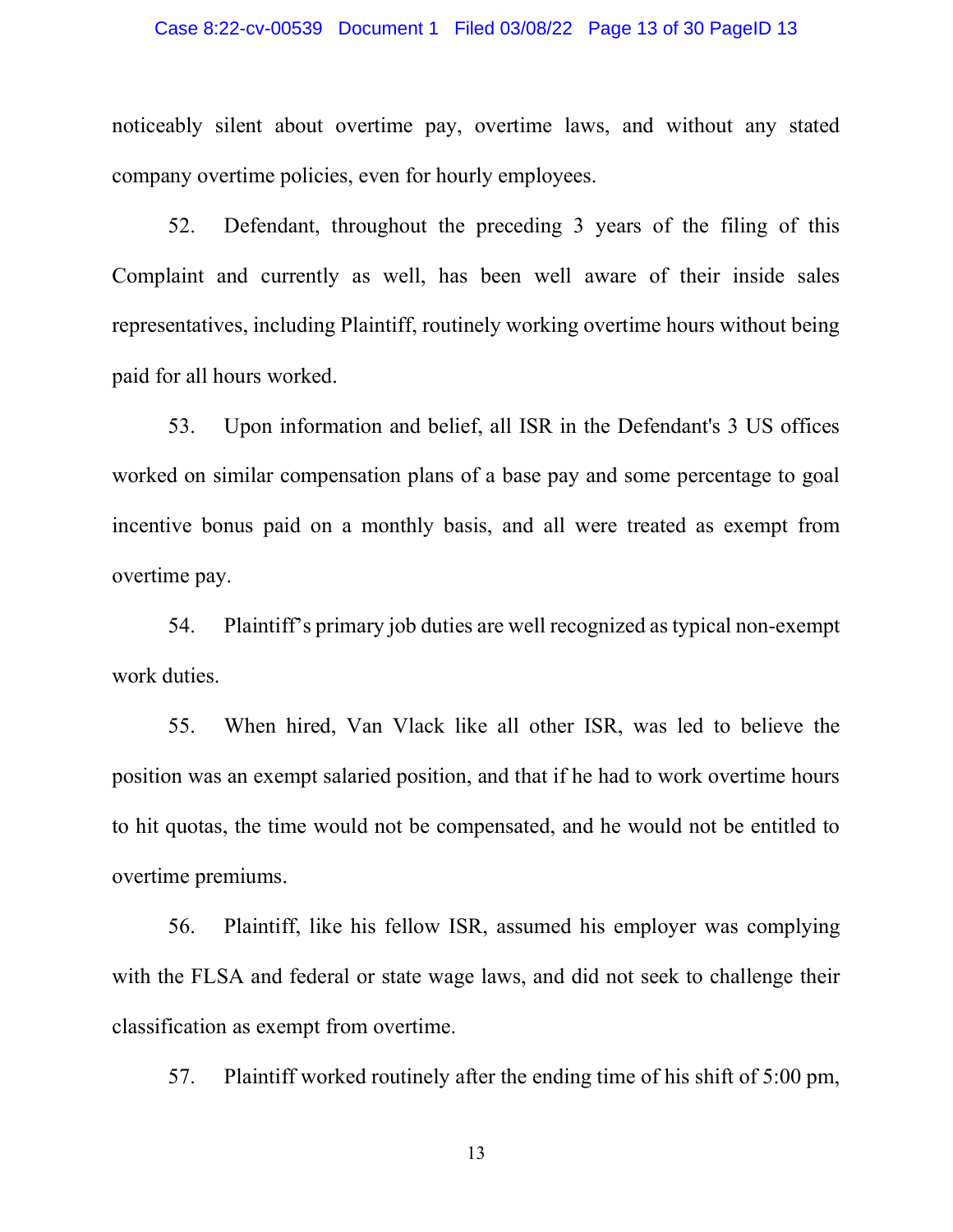noticeably silent about overtime pay, overtime laws, and without any stated company overtime policies, even for hourly employees.

52. Defendant, throughout the preceding 3 years of the filing of this Complaint and currently as well, has been well aware of their inside sales representatives, including Plaintiff, routinely working overtime hours without being paid for all hours worked.

53. Upon information and belief, all ISR in the Defendant's 3 US offices worked on similar compensation plans of a base pay and some percentage to goal incentive bonus paid on a monthly basis, and all were treated as exempt from overtime pay.

54. Plaintiff's primary job duties are well recognized as typical non-exempt work duties.

55. When hired, Van Vlack like all other ISR, was led to believe the position was an exempt salaried position, and that if he had to work overtime hours to hit quotas, the time would not be compensated, and he would not be entitled to overtime premiums.

56. Plaintiff, like his fellow ISR, assumed his employer was complying with the FLSA and federal or state wage laws, and did not seek to challenge their classification as exempt from overtime.

57. Plaintiff worked routinely after the ending time of his shift of 5:00 pm,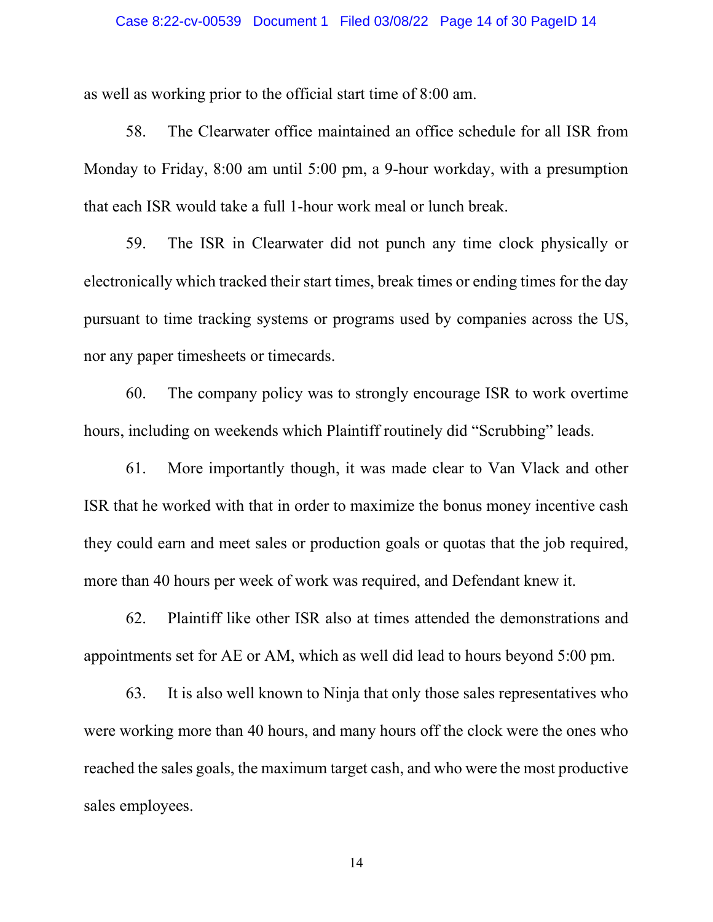as well as working prior to the official start time of 8:00 am.

58. The Clearwater office maintained an office schedule for all ISR from Monday to Friday, 8:00 am until 5:00 pm, a 9-hour workday, with a presumption that each ISR would take a full 1-hour work meal or lunch break.

59. The ISR in Clearwater did not punch any time clock physically or electronically which tracked their start times, break times or ending times for the day pursuant to time tracking systems or programs used by companies across the US, nor any paper timesheets or timecards.

60. The company policy was to strongly encourage ISR to work overtime hours, including on weekends which Plaintiff routinely did "Scrubbing" leads.

61. More importantly though, it was made clear to Van Vlack and other ISR that he worked with that in order to maximize the bonus money incentive cash they could earn and meet sales or production goals or quotas that the job required, more than 40 hours per week of work was required, and Defendant knew it.

62. Plaintiff like other ISR also at times attended the demonstrations and appointments set for AE or AM, which as well did lead to hours beyond 5:00 pm.

63. It is also well known to Ninja that only those sales representatives who were working more than 40 hours, and many hours off the clock were the ones who reached the sales goals, the maximum target cash, and who were the most productive sales employees.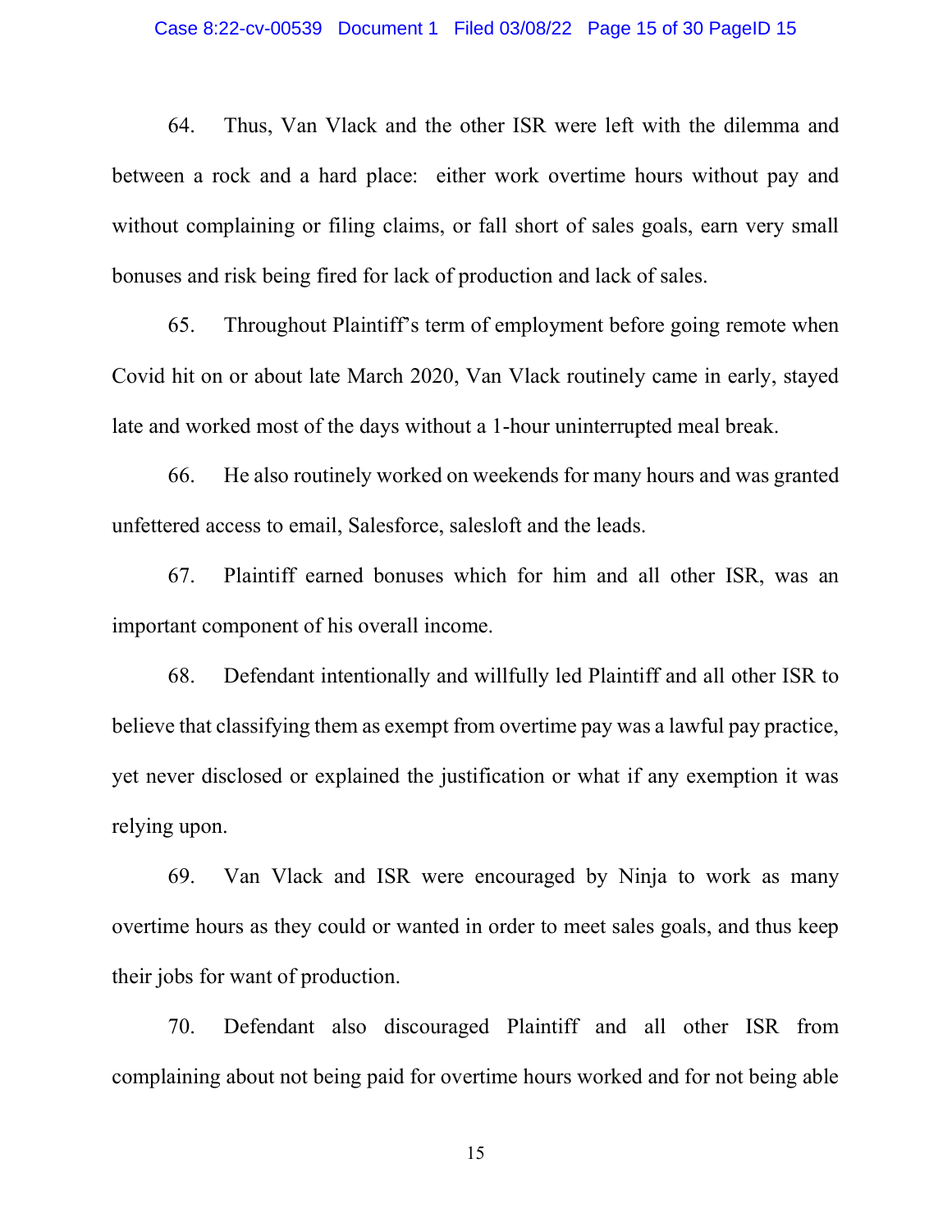64. Thus, Van Vlack and the other ISR were left with the dilemma and between a rock and a hard place: either work overtime hours without pay and without complaining or filing claims, or fall short of sales goals, earn very small bonuses and risk being fired for lack of production and lack of sales.

65. Throughout Plaintiff's term of employment before going remote when Covid hit on or about late March 2020, Van Vlack routinely came in early, stayed late and worked most of the days without a 1-hour uninterrupted meal break.

66. He also routinely worked on weekends for many hours and was granted unfettered access to email, Salesforce, salesloft and the leads.

67. Plaintiff earned bonuses which for him and all other ISR, was an important component of his overall income.

68. Defendant intentionally and willfully led Plaintiff and all other ISR to believe that classifying them as exempt from overtime pay was a lawful pay practice, yet never disclosed or explained the justification or what if any exemption it was relying upon.

69. Van Vlack and ISR were encouraged by Ninja to work as many overtime hours as they could or wanted in order to meet sales goals, and thus keep their jobs for want of production.

70. Defendant also discouraged Plaintiff and all other ISR from complaining about not being paid for overtime hours worked and for not being able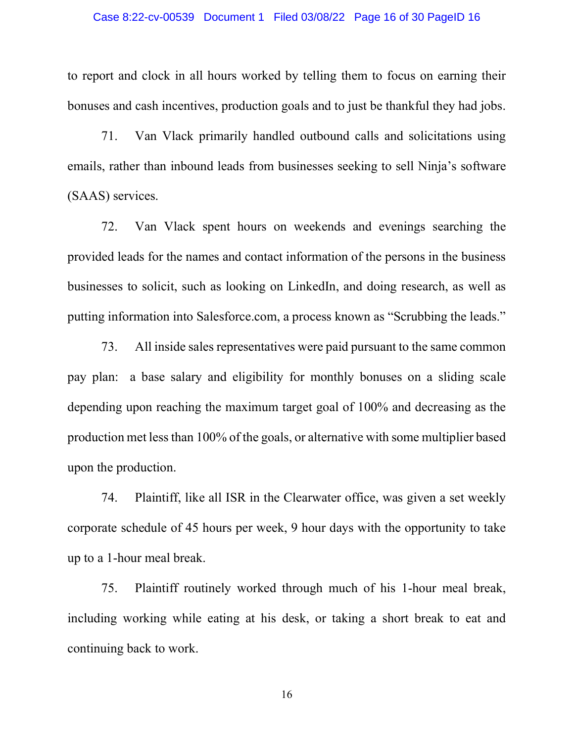to report and clock in all hours worked by telling them to focus on earning their bonuses and cash incentives, production goals and to just be thankful they had jobs.

71. Van Vlack primarily handled outbound calls and solicitations using emails, rather than inbound leads from businesses seeking to sell Ninja's software (SAAS) services.

72. Van Vlack spent hours on weekends and evenings searching the provided leads for the names and contact information of the persons in the business businesses to solicit, such as looking on LinkedIn, and doing research, as well as putting information into Salesforce.com, a process known as "Scrubbing the leads."

73. All inside sales representatives were paid pursuant to the same common pay plan: a base salary and eligibility for monthly bonuses on a sliding scale depending upon reaching the maximum target goal of 100% and decreasing as the production met less than 100% of the goals, or alternative with some multiplier based upon the production.

74. Plaintiff, like all ISR in the Clearwater office, was given a set weekly corporate schedule of 45 hours per week, 9 hour days with the opportunity to take up to a 1-hour meal break.

75. Plaintiff routinely worked through much of his 1-hour meal break, including working while eating at his desk, or taking a short break to eat and continuing back to work.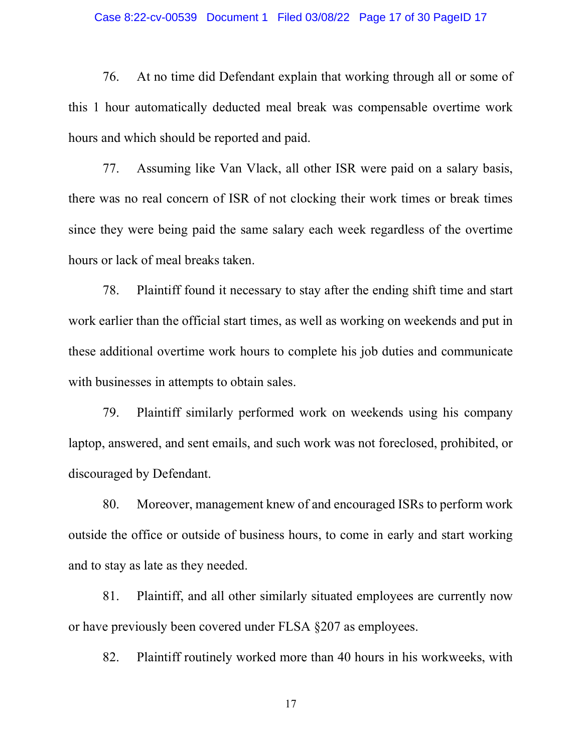76. At no time did Defendant explain that working through all or some of this 1 hour automatically deducted meal break was compensable overtime work hours and which should be reported and paid.

77. Assuming like Van Vlack, all other ISR were paid on a salary basis, there was no real concern of ISR of not clocking their work times or break times since they were being paid the same salary each week regardless of the overtime hours or lack of meal breaks taken.

78. Plaintiff found it necessary to stay after the ending shift time and start work earlier than the official start times, as well as working on weekends and put in these additional overtime work hours to complete his job duties and communicate with businesses in attempts to obtain sales.

79. Plaintiff similarly performed work on weekends using his company laptop, answered, and sent emails, and such work was not foreclosed, prohibited, or discouraged by Defendant.

80. Moreover, management knew of and encouraged ISRs to perform work outside the office or outside of business hours, to come in early and start working and to stay as late as they needed.

81. Plaintiff, and all other similarly situated employees are currently now or have previously been covered under FLSA §207 as employees.

82. Plaintiff routinely worked more than 40 hours in his workweeks, with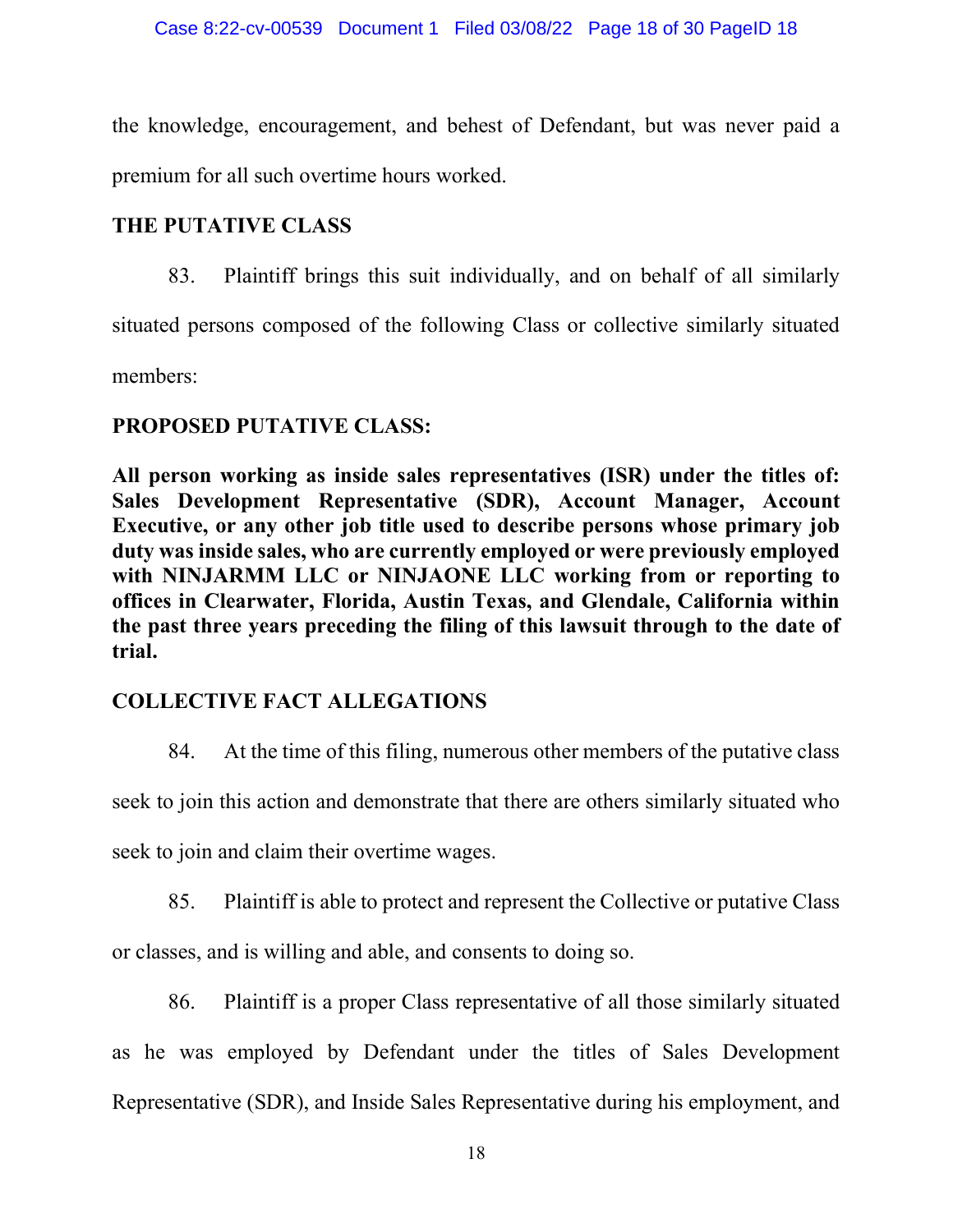the knowledge, encouragement, and behest of Defendant, but was never paid a premium for all such overtime hours worked.

## THE PUTATIVE CLASS

83. Plaintiff brings this suit individually, and on behalf of all similarly situated persons composed of the following Class or collective similarly situated members:

## PROPOSED PUTATIVE CLASS:

**All person working as inside sales representatives (ISR) under the titles of: Sales Development Representative (SDR), Account Manager, Account Executive, or any other job title used to describe persons whose primary job duty was inside sales, who are currently employed or were previously employed with NINJARMM LLC or NINJAONE LLC working from or reporting to offices in Clearwater, Florida, Austin Texas, and Glendale, California within the past three years preceding the filing of this lawsuit through to the date of trial.**

## COLLECTIVE FACT ALLEGATIONS

84. At the time of this filing, numerous other members of the putative class seek to join this action and demonstrate that there are others similarly situated who seek to join and claim their overtime wages.

85. Plaintiff is able to protect and represent the Collective or putative Class or classes, and is willing and able, and consents to doing so.

86. Plaintiff is a proper Class representative of all those similarly situated as he was employed by Defendant under the titles of Sales Development Representative (SDR), and Inside Sales Representative during his employment, and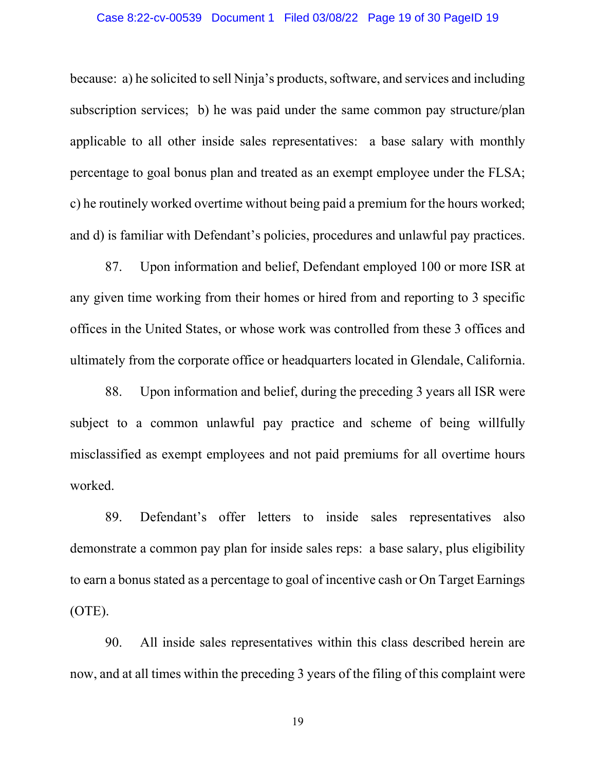because: a) he solicited to sell Ninja's products, software, and services and including subscription services; b) he was paid under the same common pay structure/plan applicable to all other inside sales representatives: a base salary with monthly percentage to goal bonus plan and treated as an exempt employee under the FLSA; c) he routinely worked overtime without being paid a premium for the hours worked; and d) is familiar with Defendant's policies, procedures and unlawful pay practices.

87. Upon information and belief, Defendant employed 100 or more ISR at any given time working from their homes or hired from and reporting to 3 specific offices in the United States, or whose work was controlled from these 3 offices and ultimately from the corporate office or headquarters located in Glendale, California.

88. Upon information and belief, during the preceding 3 years all ISR were subject to a common unlawful pay practice and scheme of being willfully misclassified as exempt employees and not paid premiums for all overtime hours worked.

89. Defendant's offer letters to inside sales representatives also demonstrate a common pay plan for inside sales reps: a base salary, plus eligibility to earn a bonus stated as a percentage to goal of incentive cash or On Target Earnings (OTE).

90. All inside sales representatives within this class described herein are now, and at all times within the preceding 3 years of the filing of this complaint were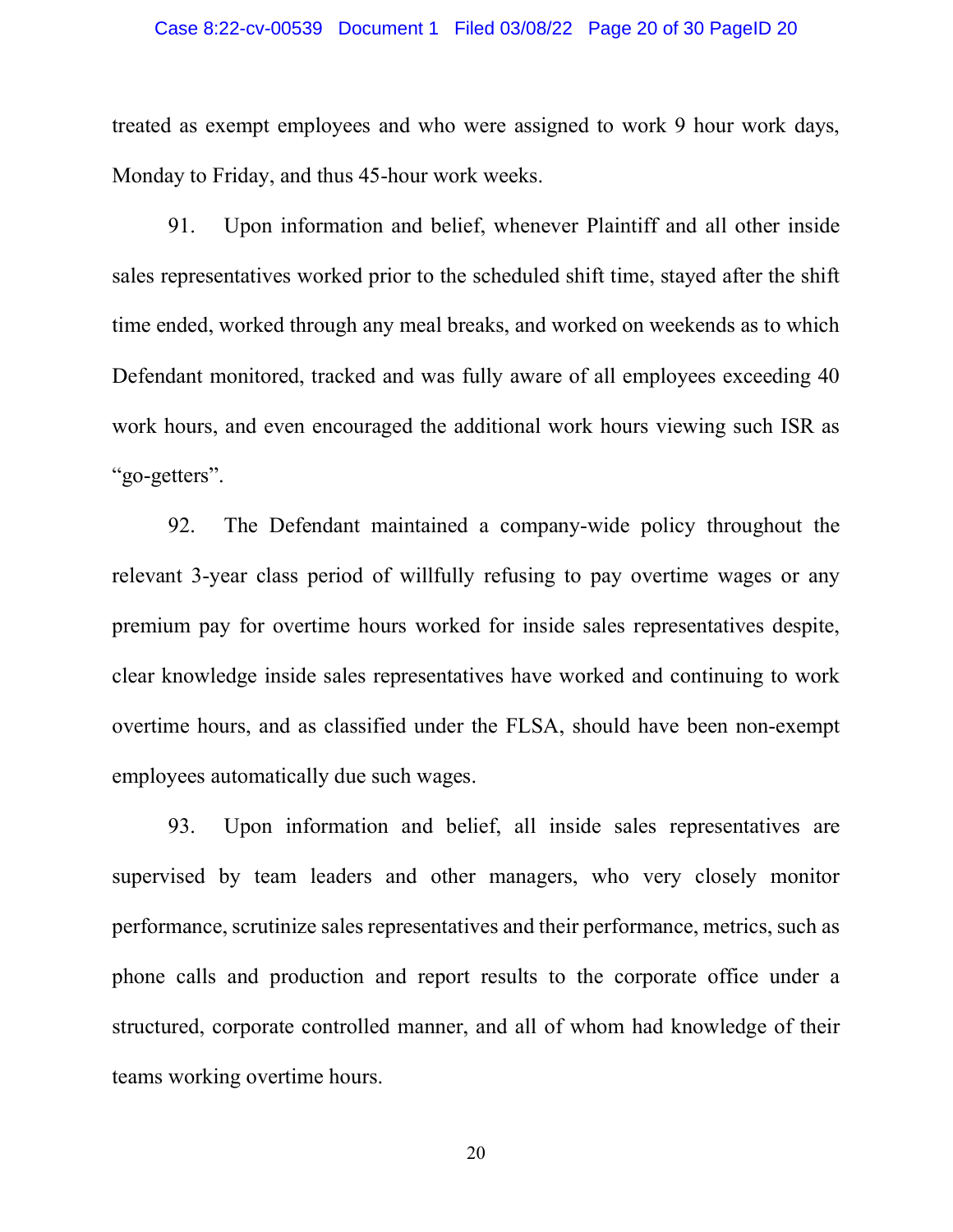treated as exempt employees and who were assigned to work 9 hour work days, Monday to Friday, and thus 45-hour work weeks.

91. Upon information and belief, whenever Plaintiff and all other inside sales representatives worked prior to the scheduled shift time, stayed after the shift time ended, worked through any meal breaks, and worked on weekends as to which Defendant monitored, tracked and was fully aware of all employees exceeding 40 work hours, and even encouraged the additional work hours viewing such ISR as "go-getters".

92. The Defendant maintained a company-wide policy throughout the relevant 3-year class period of willfully refusing to pay overtime wages or any premium pay for overtime hours worked for inside sales representatives despite, clear knowledge inside sales representatives have worked and continuing to work overtime hours, and as classified under the FLSA, should have been non-exempt employees automatically due such wages.

93. Upon information and belief, all inside sales representatives are supervised by team leaders and other managers, who very closely monitor performance, scrutinize sales representatives and their performance, metrics, such as phone calls and production and report results to the corporate office under a structured, corporate controlled manner, and all of whom had knowledge of their teams working overtime hours.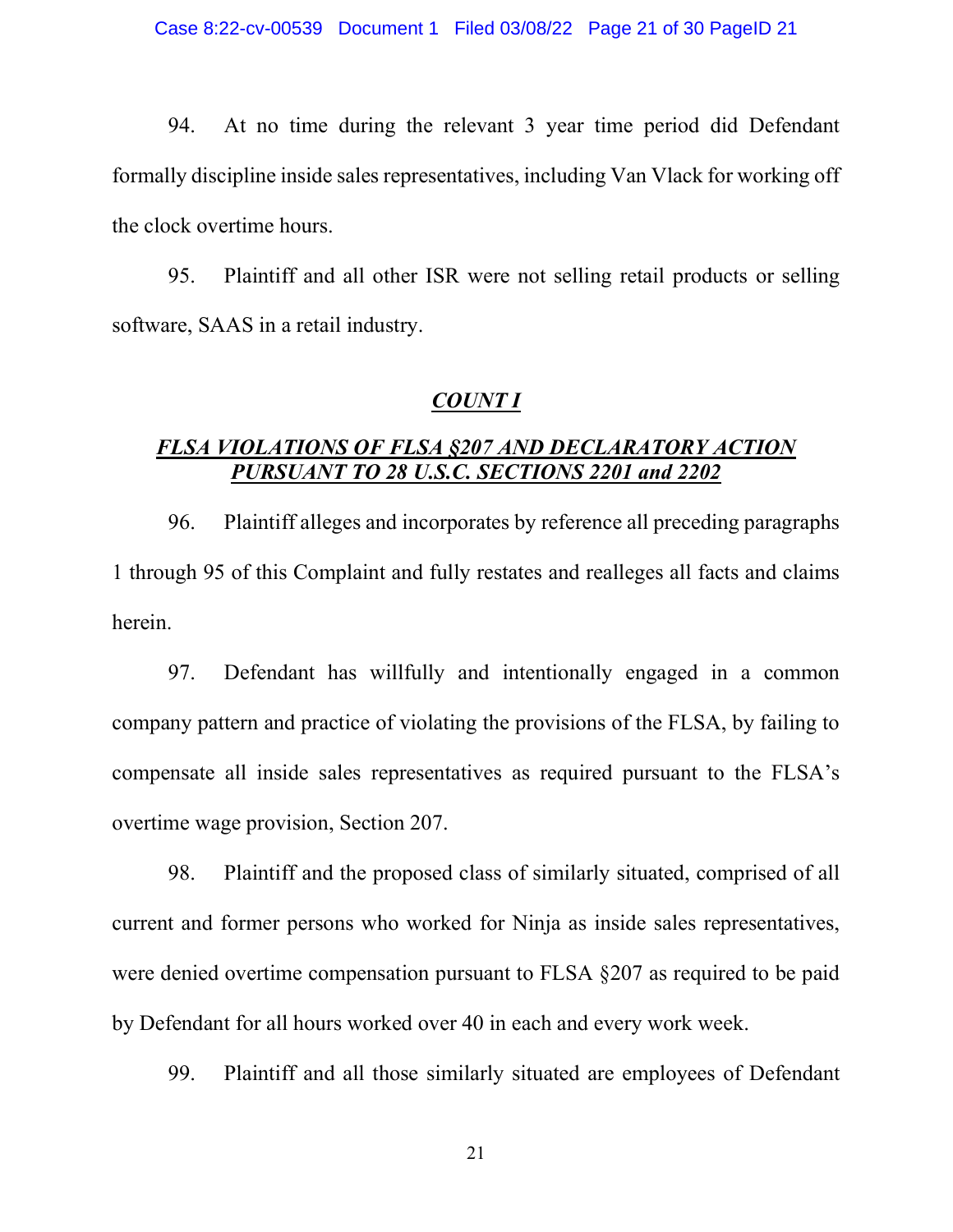94. At no time during the relevant 3 year time period did Defendant formally discipline inside sales representatives, including Van Vlack for working off the clock overtime hours.

95. Plaintiff and all other ISR were not selling retail products or selling software, SAAS in a retail industry.

## ***COUNT I***

## ***FLSA VIOLATIONS OF FLSA §207 AND DECLARATORY ACTION PURSUANT TO 28 U.S.C. SECTIONS 2201 and 2202***

96. Plaintiff alleges and incorporates by reference all preceding paragraphs 1 through 95 of this Complaint and fully restates and realleges all facts and claims herein.

97. Defendant has willfully and intentionally engaged in a common company pattern and practice of violating the provisions of the FLSA, by failing to compensate all inside sales representatives as required pursuant to the FLSA's overtime wage provision, Section 207.

98. Plaintiff and the proposed class of similarly situated, comprised of all current and former persons who worked for Ninja as inside sales representatives, were denied overtime compensation pursuant to FLSA §207 as required to be paid by Defendant for all hours worked over 40 in each and every work week.

99. Plaintiff and all those similarly situated are employees of Defendant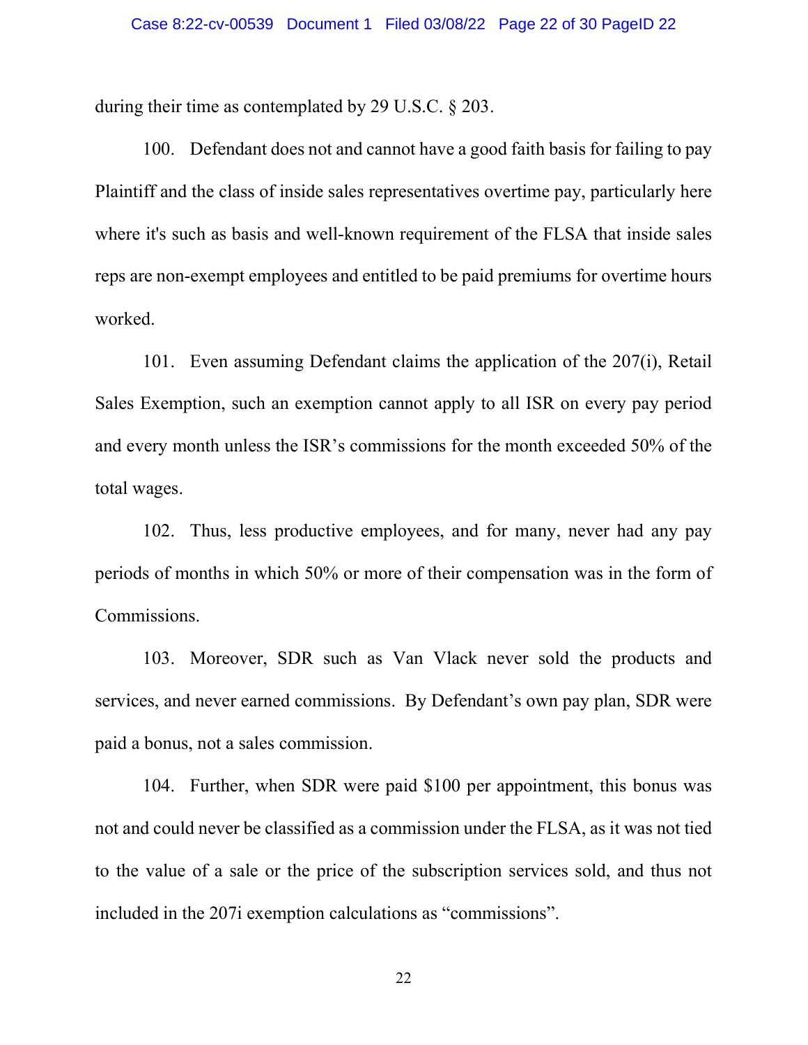during their time as contemplated by 29 U.S.C. § 203.

100. Defendant does not and cannot have a good faith basis for failing to pay Plaintiff and the class of inside sales representatives overtime pay, particularly here where it's such as basis and well-known requirement of the FLSA that inside sales reps are non-exempt employees and entitled to be paid premiums for overtime hours worked.

101. Even assuming Defendant claims the application of the 207(i), Retail Sales Exemption, such an exemption cannot apply to all ISR on every pay period and every month unless the ISR's commissions for the month exceeded 50% of the total wages.

102. Thus, less productive employees, and for many, never had any pay periods of months in which 50% or more of their compensation was in the form of Commissions.

103. Moreover, SDR such as Van Vlack never sold the products and services, and never earned commissions. By Defendant's own pay plan, SDR were paid a bonus, not a sales commission.

104. Further, when SDR were paid $100 per appointment, this bonus was not and could never be classified as a commission under the FLSA, as it was not tied to the value of a sale or the price of the subscription services sold, and thus not included in the 207i exemption calculations as "commissions".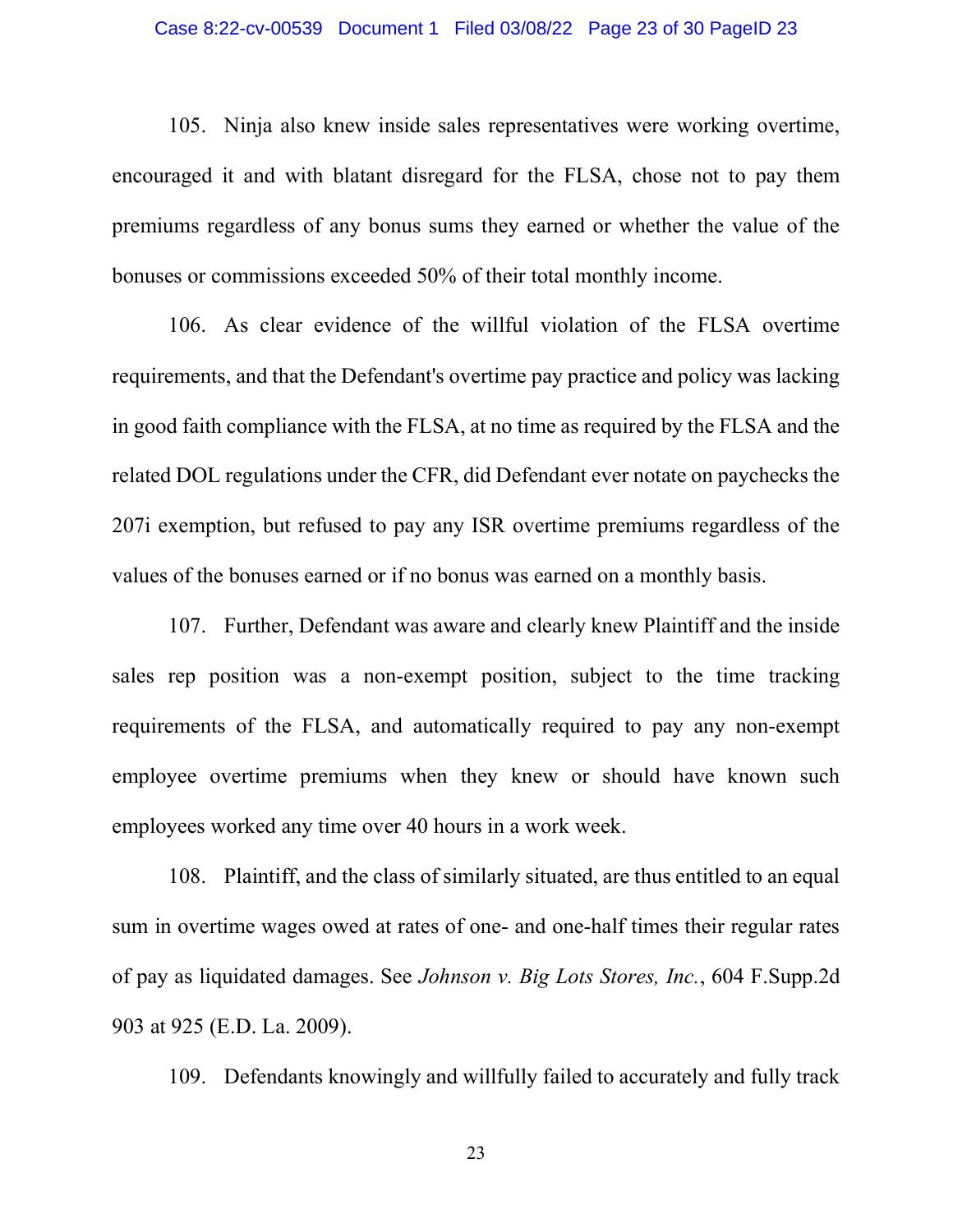105. Ninja also knew inside sales representatives were working overtime, encouraged it and with blatant disregard for the FLSA, chose not to pay them premiums regardless of any bonus sums they earned or whether the value of the bonuses or commissions exceeded 50% of their total monthly income.

106. As clear evidence of the willful violation of the FLSA overtime requirements, and that the Defendant's overtime pay practice and policy was lacking in good faith compliance with the FLSA, at no time as required by the FLSA and the related DOL regulations under the CFR, did Defendant ever notate on paychecks the 207i exemption, but refused to pay any ISR overtime premiums regardless of the values of the bonuses earned or if no bonus was earned on a monthly basis.

107. Further, Defendant was aware and clearly knew Plaintiff and the inside sales rep position was a non-exempt position, subject to the time tracking requirements of the FLSA, and automatically required to pay any non-exempt employee overtime premiums when they knew or should have known such employees worked any time over 40 hours in a work week.

108. Plaintiff, and the class of similarly situated, are thus entitled to an equal sum in overtime wages owed at rates of one- and one-half times their regular rates of pay as liquidated damages. See *Johnson v. Big Lots Stores, Inc.*, 604 F.Supp.2d 903 at 925 (E.D. La. 2009).

109. Defendants knowingly and willfully failed to accurately and fully track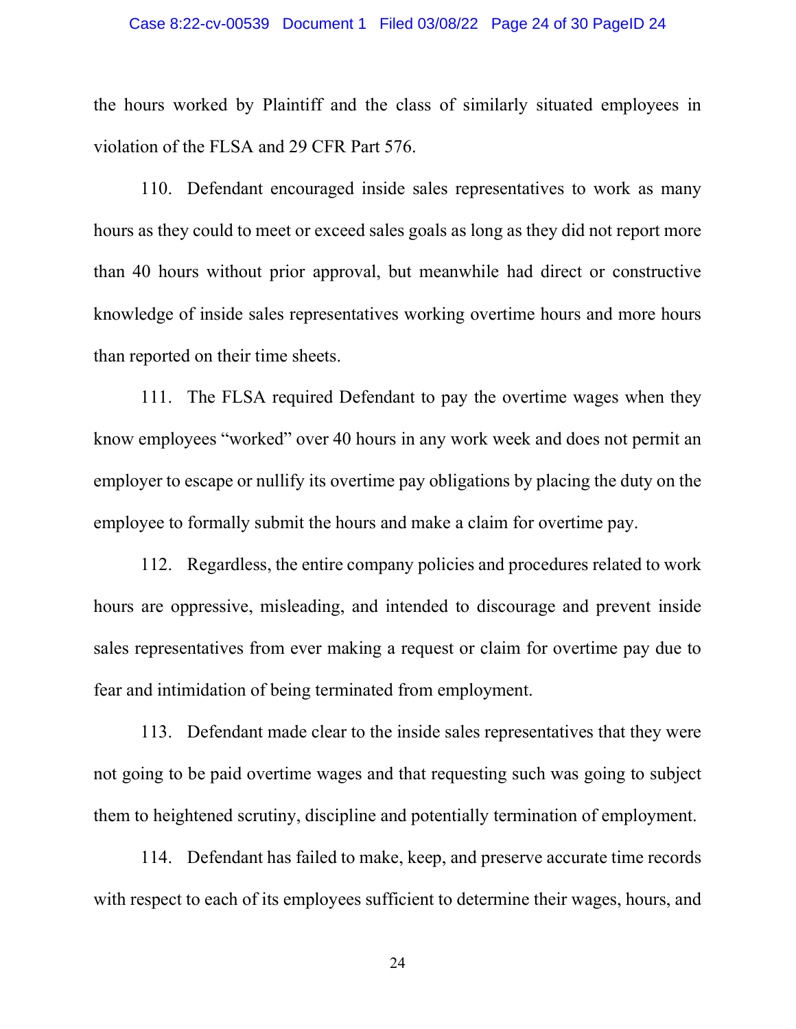the hours worked by Plaintiff and the class of similarly situated employees in violation of the FLSA and 29 CFR Part 576.

110. Defendant encouraged inside sales representatives to work as many hours as they could to meet or exceed sales goals as long as they did not report more than 40 hours without prior approval, but meanwhile had direct or constructive knowledge of inside sales representatives working overtime hours and more hours than reported on their time sheets.

111. The FLSA required Defendant to pay the overtime wages when they know employees "worked" over 40 hours in any work week and does not permit an employer to escape or nullify its overtime pay obligations by placing the duty on the employee to formally submit the hours and make a claim for overtime pay.

112. Regardless, the entire company policies and procedures related to work hours are oppressive, misleading, and intended to discourage and prevent inside sales representatives from ever making a request or claim for overtime pay due to fear and intimidation of being terminated from employment.

113. Defendant made clear to the inside sales representatives that they were not going to be paid overtime wages and that requesting such was going to subject them to heightened scrutiny, discipline and potentially termination of employment.

114. Defendant has failed to make, keep, and preserve accurate time records with respect to each of its employees sufficient to determine their wages, hours, and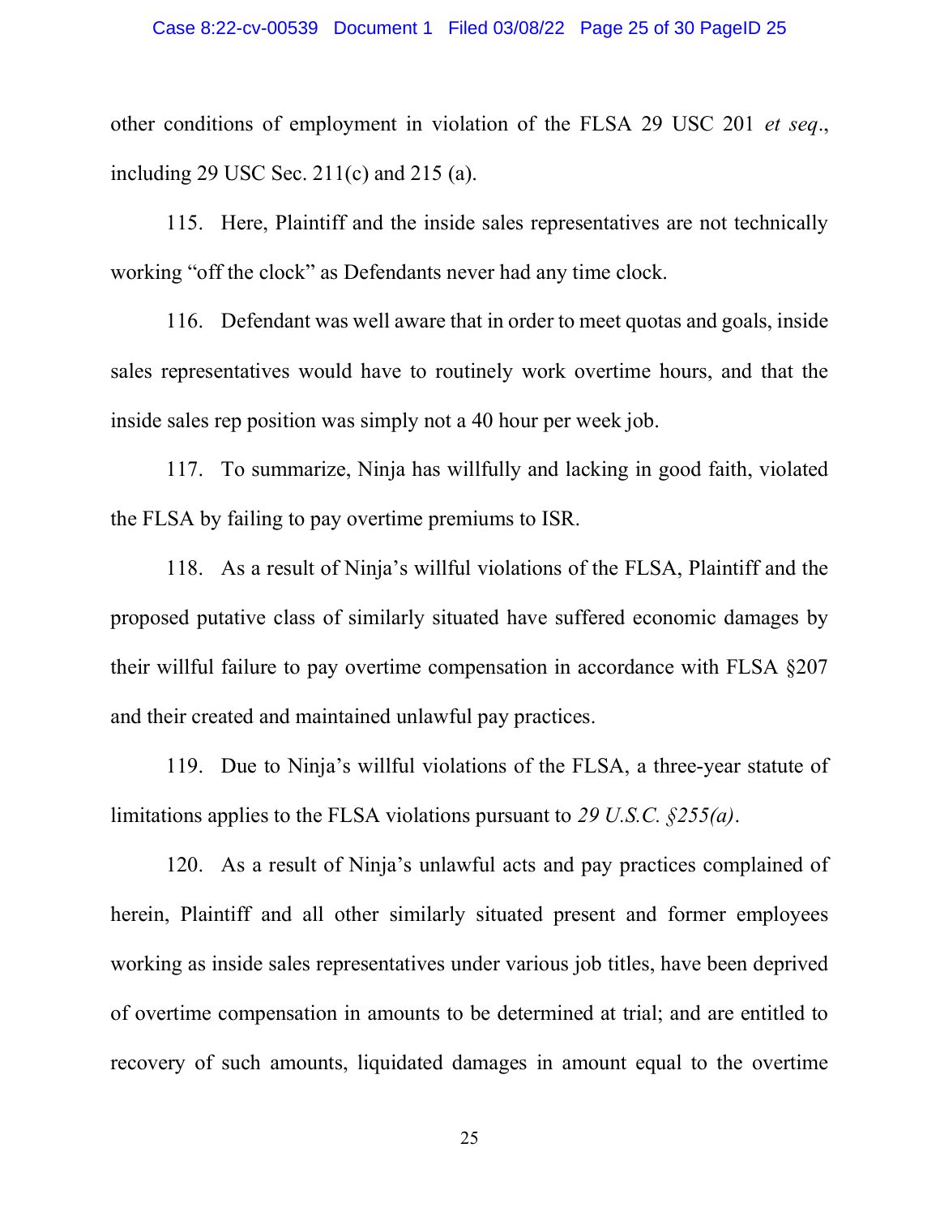other conditions of employment in violation of the FLSA 29 USC 201 *et seq*., including 29 USC Sec. 211(c) and 215 (a).

115. Here, Plaintiff and the inside sales representatives are not technically working "off the clock" as Defendants never had any time clock.

116. Defendant was well aware that in order to meet quotas and goals, inside sales representatives would have to routinely work overtime hours, and that the inside sales rep position was simply not a 40 hour per week job.

117. To summarize, Ninja has willfully and lacking in good faith, violated the FLSA by failing to pay overtime premiums to ISR.

118. As a result of Ninja's willful violations of the FLSA, Plaintiff and the proposed putative class of similarly situated have suffered economic damages by their willful failure to pay overtime compensation in accordance with FLSA §207 and their created and maintained unlawful pay practices.

119. Due to Ninja's willful violations of the FLSA, a three-year statute of limitations applies to the FLSA violations pursuant to *29 U.S.C. §255(a)*.

120. As a result of Ninja's unlawful acts and pay practices complained of herein, Plaintiff and all other similarly situated present and former employees working as inside sales representatives under various job titles, have been deprived of overtime compensation in amounts to be determined at trial; and are entitled to recovery of such amounts, liquidated damages in amount equal to the overtime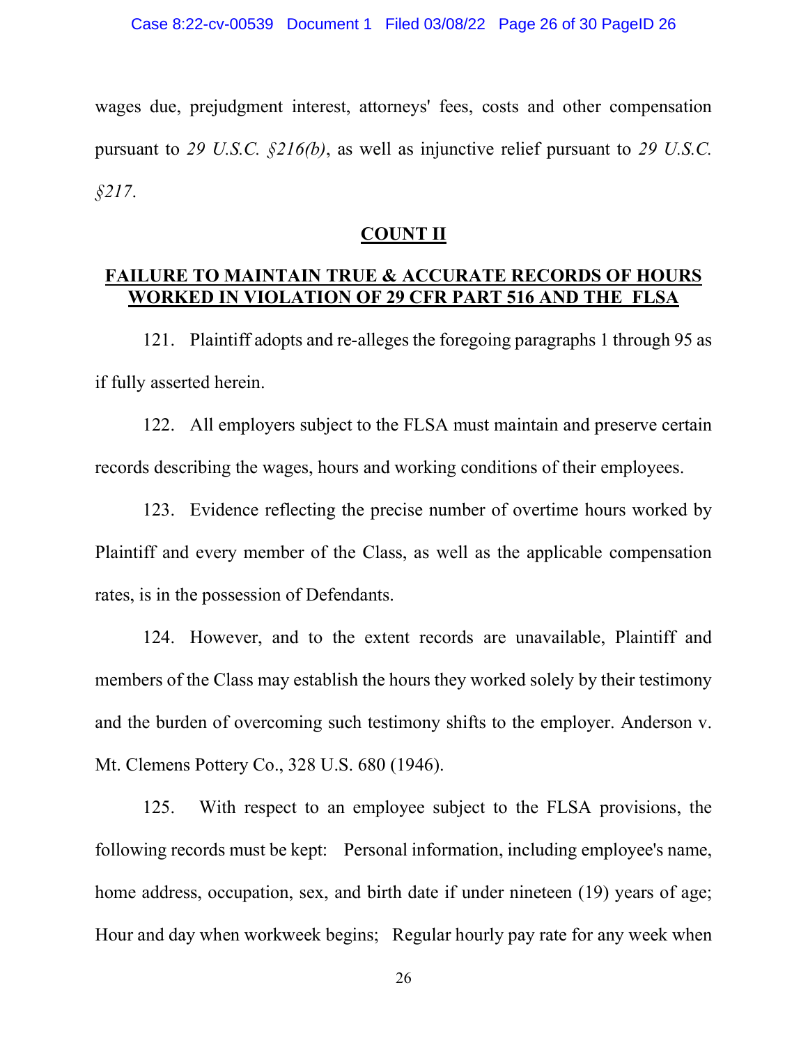wages due, prejudgment interest, attorneys' fees, costs and other compensation pursuant to *29 U.S.C. §216(b)*, as well as injunctive relief pursuant to *29 U.S.C. §217*.

## COUNT II

## FAILURE TO MAINTAIN TRUE & ACCURATE RECORDS OF HOURS WORKED IN VIOLATION OF 29 CFR PART 516 AND THE FLSA

121. Plaintiff adopts and re-alleges the foregoing paragraphs 1 through 95 as if fully asserted herein.

122. All employers subject to the FLSA must maintain and preserve certain records describing the wages, hours and working conditions of their employees.

123. Evidence reflecting the precise number of overtime hours worked by Plaintiff and every member of the Class, as well as the applicable compensation rates, is in the possession of Defendants.

124. However, and to the extent records are unavailable, Plaintiff and members of the Class may establish the hours they worked solely by their testimony and the burden of overcoming such testimony shifts to the employer. Anderson v. Mt. Clemens Pottery Co., 328 U.S. 680 (1946).

125. With respect to an employee subject to the FLSA provisions, the following records must be kept: Personal information, including employee's name, home address, occupation, sex, and birth date if under nineteen (19) years of age; Hour and day when workweek begins; Regular hourly pay rate for any week when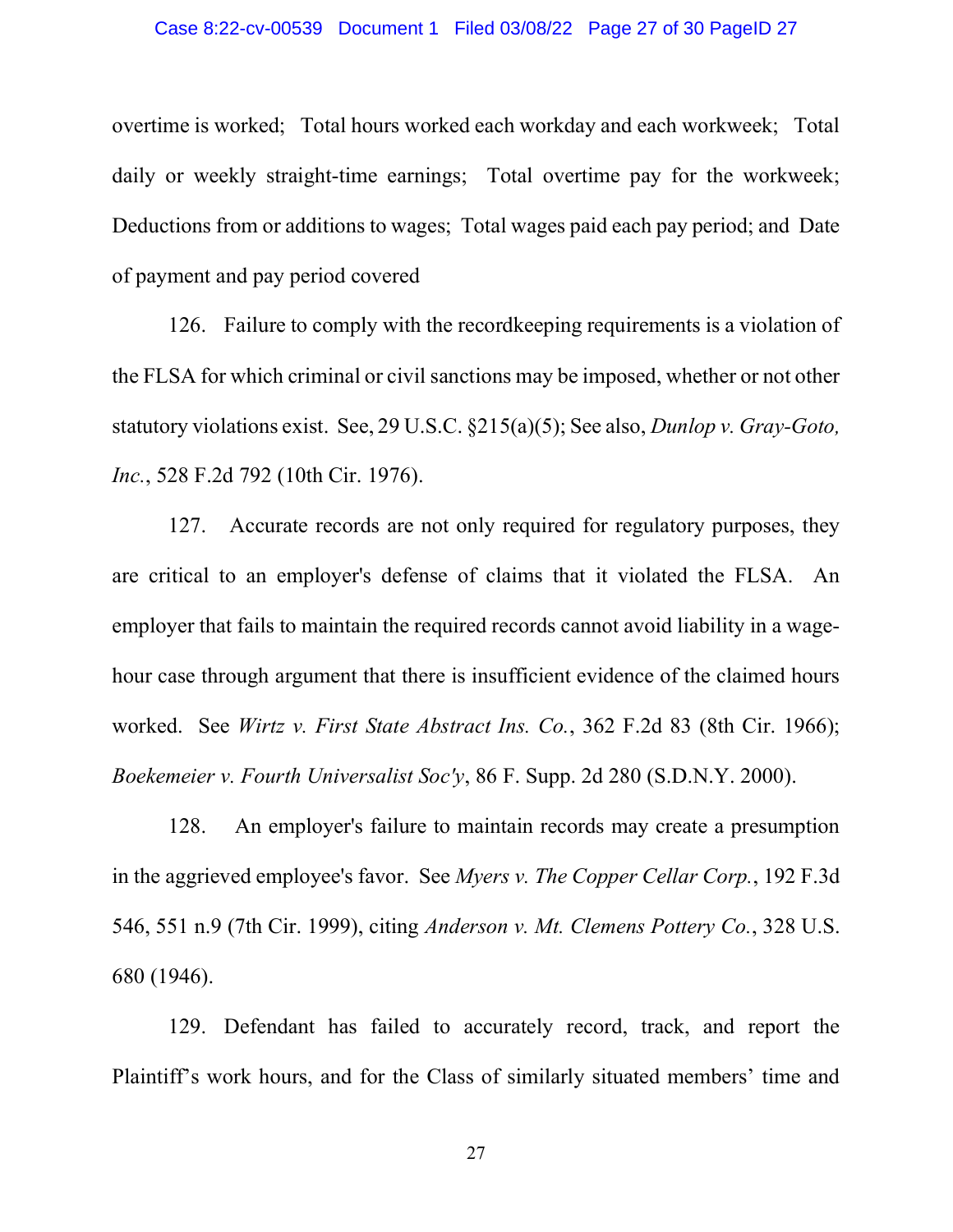overtime is worked; Total hours worked each workday and each workweek; Total daily or weekly straight-time earnings; Total overtime pay for the workweek; Deductions from or additions to wages; Total wages paid each pay period; and Date of payment and pay period covered

126. Failure to comply with the recordkeeping requirements is a violation of the FLSA for which criminal or civil sanctions may be imposed, whether or not other statutory violations exist. See, 29 U.S.C. §215(a)(5); See also, *Dunlop v. Gray-Goto, Inc.*, 528 F.2d 792 (10th Cir. 1976).

127. Accurate records are not only required for regulatory purposes, they are critical to an employer's defense of claims that it violated the FLSA. An employer that fails to maintain the required records cannot avoid liability in a wage-hour case through argument that there is insufficient evidence of the claimed hours worked. See *Wirtz v. First State Abstract Ins. Co.*, 362 F.2d 83 (8th Cir. 1966); *Boekemeier v. Fourth Universalist Soc'y*, 86 F. Supp. 2d 280 (S.D.N.Y. 2000).

128. An employer's failure to maintain records may create a presumption in the aggrieved employee's favor. See *Myers v. The Copper Cellar Corp.*, 192 F.3d 546, 551 n.9 (7th Cir. 1999), citing *Anderson v. Mt. Clemens Pottery Co.*, 328 U.S. 680 (1946).

129. Defendant has failed to accurately record, track, and report the Plaintiff's work hours, and for the Class of similarly situated members' time and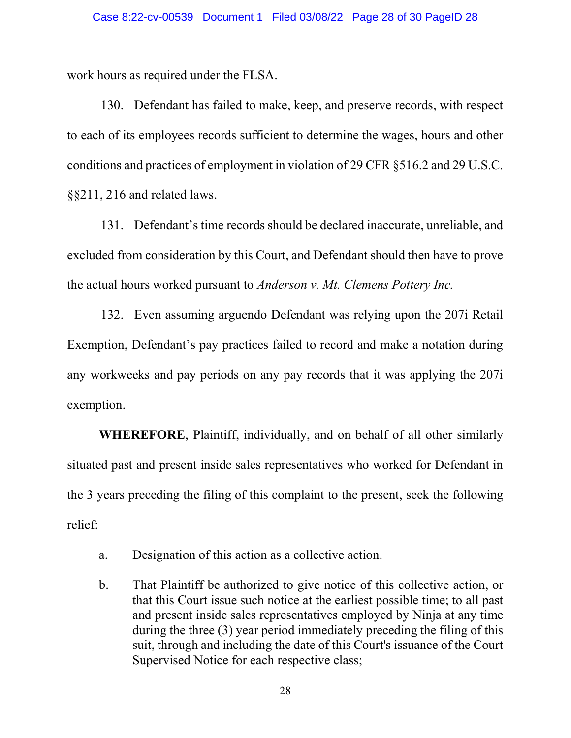work hours as required under the FLSA.

130. Defendant has failed to make, keep, and preserve records, with respect to each of its employees records sufficient to determine the wages, hours and other conditions and practices of employment in violation of 29 CFR §516.2 and 29 U.S.C. §§211, 216 and related laws.

131. Defendant's time records should be declared inaccurate, unreliable, and excluded from consideration by this Court, and Defendant should then have to prove the actual hours worked pursuant to *Anderson v. Mt. Clemens Pottery Inc.*

132. Even assuming arguendo Defendant was relying upon the 207i Retail Exemption, Defendant's pay practices failed to record and make a notation during any workweeks and pay periods on any pay records that it was applying the 207i exemption.

**WHEREFORE**, Plaintiff, individually, and on behalf of all other similarly situated past and present inside sales representatives who worked for Defendant in the 3 years preceding the filing of this complaint to the present, seek the following relief:

a. Designation of this action as a collective action.

b. That Plaintiff be authorized to give notice of this collective action, or that this Court issue such notice at the earliest possible time; to all past and present inside sales representatives employed by Ninja at any time during the three (3) year period immediately preceding the filing of this suit, through and including the date of this Court's issuance of the Court Supervised Notice for each respective class;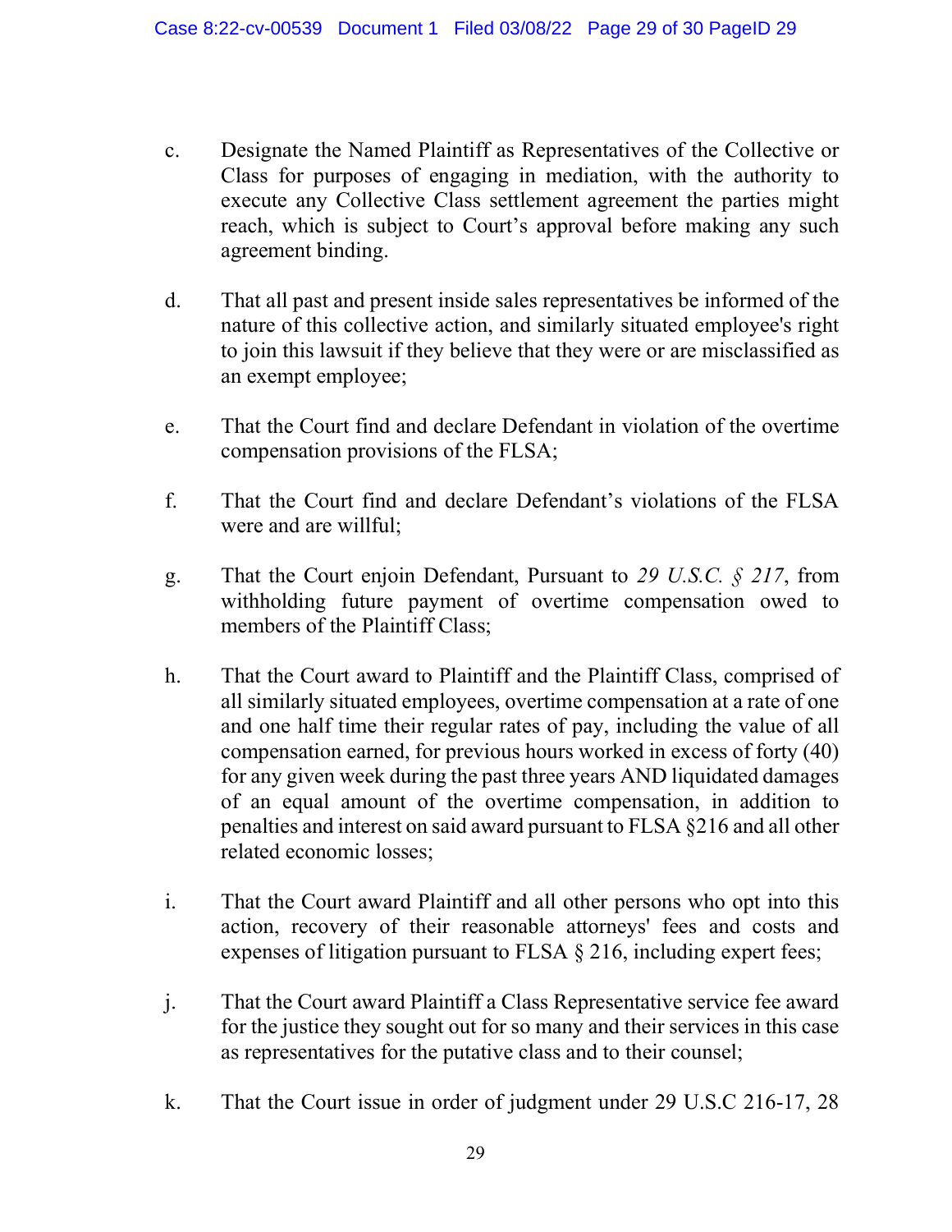c. Designate the Named Plaintiff as Representatives of the Collective or Class for purposes of engaging in mediation, with the authority to execute any Collective Class settlement agreement the parties might reach, which is subject to Court's approval before making any such agreement binding.

d. That all past and present inside sales representatives be informed of the nature of this collective action, and similarly situated employee's right to join this lawsuit if they believe that they were or are misclassified as an exempt employee;

e. That the Court find and declare Defendant in violation of the overtime compensation provisions of the FLSA;

f. That the Court find and declare Defendant's violations of the FLSA were and are willful;

g. That the Court enjoin Defendant, Pursuant to *29 U.S.C. § 217*, from withholding future payment of overtime compensation owed to members of the Plaintiff Class;

h. That the Court award to Plaintiff and the Plaintiff Class, comprised of all similarly situated employees, overtime compensation at a rate of one and one half time their regular rates of pay, including the value of all compensation earned, for previous hours worked in excess of forty (40) for any given week during the past three years AND liquidated damages of an equal amount of the overtime compensation, in addition to penalties and interest on said award pursuant to FLSA §216 and all other related economic losses;

i. That the Court award Plaintiff and all other persons who opt into this action, recovery of their reasonable attorneys' fees and costs and expenses of litigation pursuant to FLSA § 216, including expert fees;

j. That the Court award Plaintiff a Class Representative service fee award for the justice they sought out for so many and their services in this case as representatives for the putative class and to their counsel;

k. That the Court issue in order of judgment under 29 U.S.C 216-17, 28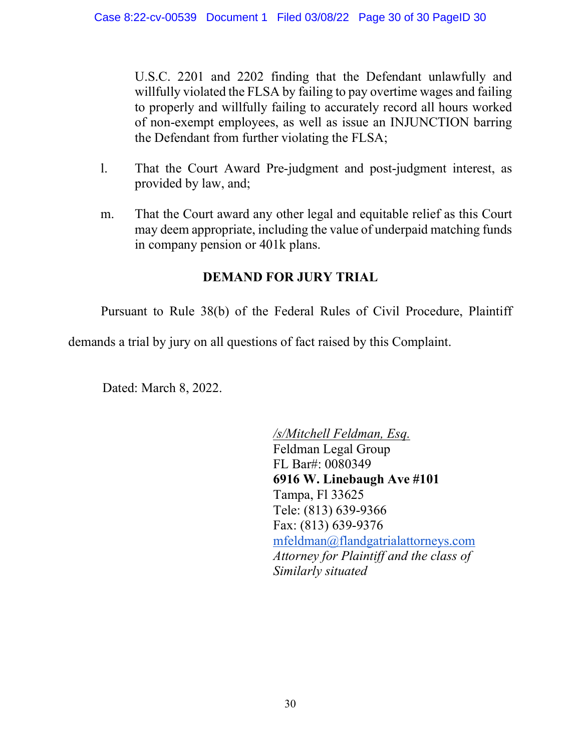U.S.C. 2201 and 2202 finding that the Defendant unlawfully and willfully violated the FLSA by failing to pay overtime wages and failing to properly and willfully failing to accurately record all hours worked of non-exempt employees, as well as issue an INJUNCTION barring the Defendant from further violating the FLSA;

l. That the Court Award Pre-judgment and post-judgment interest, as provided by law, and;

m. That the Court award any other legal and equitable relief as this Court may deem appropriate, including the value of underpaid matching funds in company pension or 401k plans.

**DEMAND FOR JURY TRIAL**

Pursuant to Rule 38(b) of the Federal Rules of Civil Procedure, Plaintiff demands a trial by jury on all questions of fact raised by this Complaint.

Dated: March 8, 2022.

*/s/Mitchell Feldman, Esq.*
Feldman Legal Group
FL Bar#: 0080349
**6916 W. Linebaugh Ave #101**
Tampa, Fl 33625
Tele: (813) 639-9366
Fax: (813) 639-9376
mfeldman@flandgatrialattorneys.com
*Attorney for Plaintiff and the class of Similarly situated*